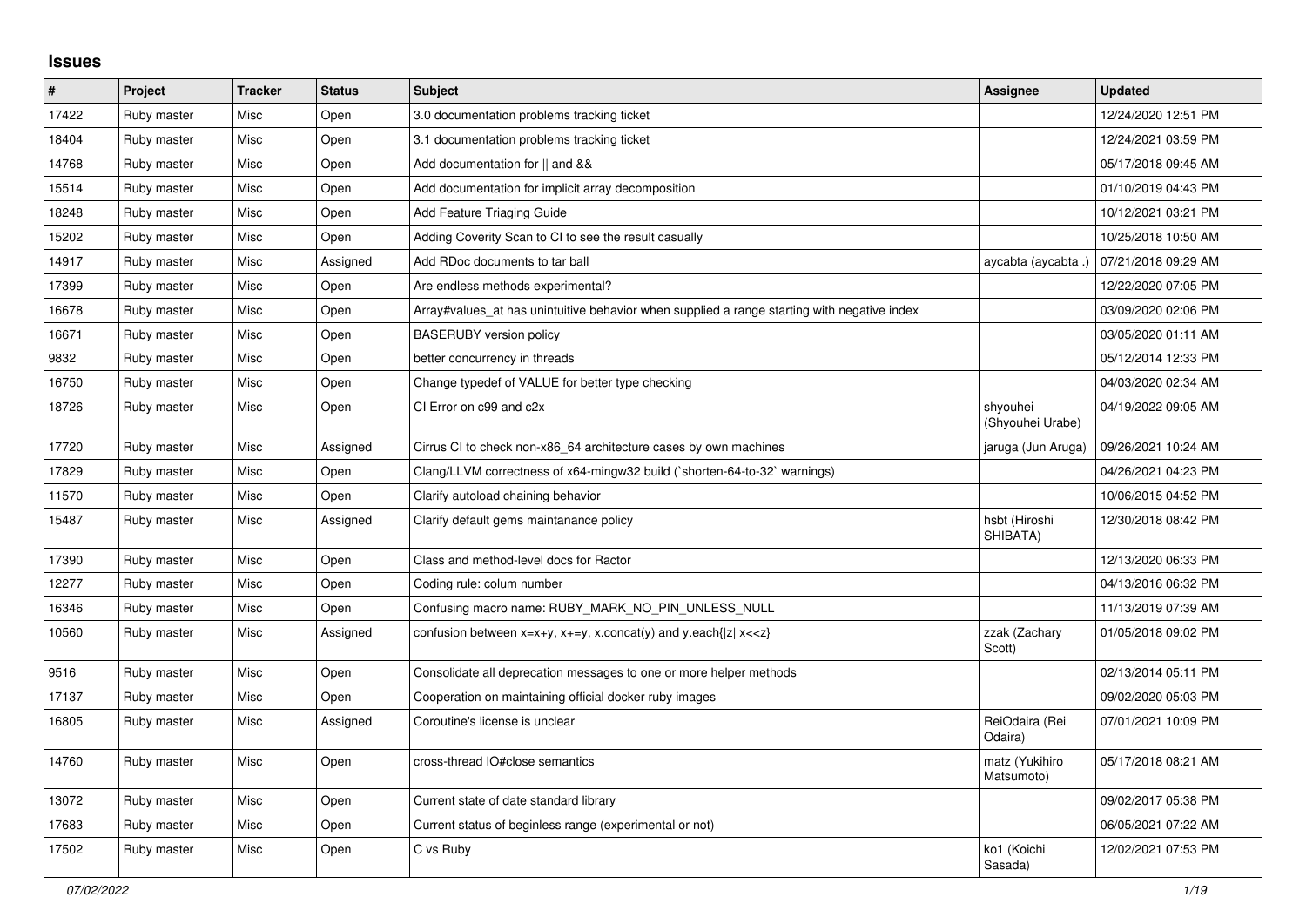# Issues

| # | Project | Tracker | Status | Subject | Assignee | Updated |
|---|---|---|---|---|---|---|
| 17422 | Ruby master | Misc | Open | 3.0 documentation problems tracking ticket | | 12/24/2020 12:51 PM |
| 18404 | Ruby master | Misc | Open | 3.1 documentation problems tracking ticket | | 12/24/2021 03:59 PM |
| 14768 | Ruby master | Misc | Open | Add documentation for \|\| and && | | 05/17/2018 09:45 AM |
| 15514 | Ruby master | Misc | Open | Add documentation for implicit array decomposition | | 01/10/2019 04:43 PM |
| 18248 | Ruby master | Misc | Open | Add Feature Triaging Guide | | 10/12/2021 03:21 PM |
| 15202 | Ruby master | Misc | Open | Adding Coverity Scan to CI to see the result casually | | 10/25/2018 10:50 AM |
| 14917 | Ruby master | Misc | Assigned | Add RDoc documents to tar ball | aycabta (aycabta .) | 07/21/2018 09:29 AM |
| 17399 | Ruby master | Misc | Open | Are endless methods experimental? | | 12/22/2020 07:05 PM |
| 16678 | Ruby master | Misc | Open | Array#values_at has unintuitive behavior when supplied a range starting with negative index | | 03/09/2020 02:06 PM |
| 16671 | Ruby master | Misc | Open | BASERUBY version policy | | 03/05/2020 01:11 AM |
| 9832 | Ruby master | Misc | Open | better concurrency in threads | | 05/12/2014 12:33 PM |
| 16750 | Ruby master | Misc | Open | Change typedef of VALUE for better type checking | | 04/03/2020 02:34 AM |
| 18726 | Ruby master | Misc | Open | CI Error on c99 and c2x | shyouhei (Shyouhei Urabe) | 04/19/2022 09:05 AM |
| 17720 | Ruby master | Misc | Assigned | Cirrus CI to check non-x86_64 architecture cases by own machines | jaruga (Jun Aruga) | 09/26/2021 10:24 AM |
| 17829 | Ruby master | Misc | Open | Clang/LLVM correctness of x64-mingw32 build (`shorten-64-to-32` warnings) | | 04/26/2021 04:23 PM |
| 11570 | Ruby master | Misc | Open | Clarify autoload chaining behavior | | 10/06/2015 04:52 PM |
| 15487 | Ruby master | Misc | Assigned | Clarify default gems maintanance policy | hsbt (Hiroshi SHIBATA) | 12/30/2018 08:42 PM |
| 17390 | Ruby master | Misc | Open | Class and method-level docs for Ractor | | 12/13/2020 06:33 PM |
| 12277 | Ruby master | Misc | Open | Coding rule: colum number | | 04/13/2016 06:32 PM |
| 16346 | Ruby master | Misc | Open | Confusing macro name: RUBY_MARK_NO_PIN_UNLESS_NULL | | 11/13/2019 07:39 AM |
| 10560 | Ruby master | Misc | Assigned | confusion between x=x+y, x+=y, x.concat(y) and y.each{\|z\| x<<z} | zzak (Zachary Scott) | 01/05/2018 09:02 PM |
| 9516 | Ruby master | Misc | Open | Consolidate all deprecation messages to one or more helper methods | | 02/13/2014 05:11 PM |
| 17137 | Ruby master | Misc | Open | Cooperation on maintaining official docker ruby images | | 09/02/2020 05:03 PM |
| 16805 | Ruby master | Misc | Assigned | Coroutine's license is unclear | ReiOdaira (Rei Odaira) | 07/01/2021 10:09 PM |
| 14760 | Ruby master | Misc | Open | cross-thread IO#close semantics | matz (Yukihiro Matsumoto) | 05/17/2018 08:21 AM |
| 13072 | Ruby master | Misc | Open | Current state of date standard library | | 09/02/2017 05:38 PM |
| 17683 | Ruby master | Misc | Open | Current status of beginless range (experimental or not) | | 06/05/2021 07:22 AM |
| 17502 | Ruby master | Misc | Open | C vs Ruby | ko1 (Koichi Sasada) | 12/02/2021 07:53 PM |

*07/02/2022*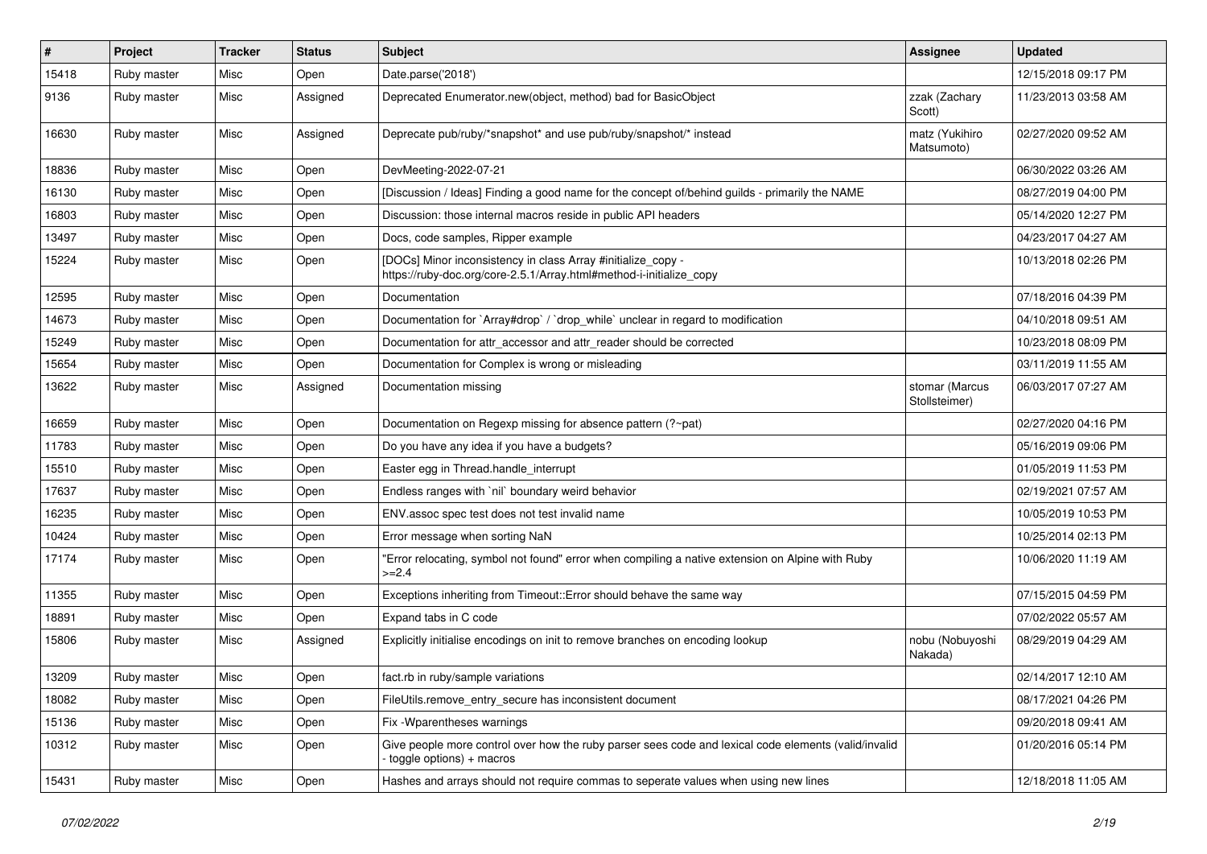| # | Project | Tracker | Status | Subject | Assignee | Updated |
|---|---|---|---|---|---|---|
| 15418 | Ruby master | Misc | Open | Date.parse('2018') | | 12/15/2018 09:17 PM |
| 9136 | Ruby master | Misc | Assigned | Deprecated Enumerator.new(object, method) bad for BasicObject | zzak (Zachary Scott) | 11/23/2013 03:58 AM |
| 16630 | Ruby master | Misc | Assigned | Deprecate pub/ruby/*snapshot* and use pub/ruby/snapshot/* instead | matz (Yukihiro Matsumoto) | 02/27/2020 09:52 AM |
| 18836 | Ruby master | Misc | Open | DevMeeting-2022-07-21 | | 06/30/2022 03:26 AM |
| 16130 | Ruby master | Misc | Open | [Discussion / Ideas] Finding a good name for the concept of/behind guilds - primarily the NAME | | 08/27/2019 04:00 PM |
| 16803 | Ruby master | Misc | Open | Discussion: those internal macros reside in public API headers | | 05/14/2020 12:27 PM |
| 13497 | Ruby master | Misc | Open | Docs, code samples, Ripper example | | 04/23/2017 04:27 AM |
| 15224 | Ruby master | Misc | Open | [DOCs] Minor inconsistency in class Array #initialize_copy - https://ruby-doc.org/core-2.5.1/Array.html#method-i-initialize_copy | | 10/13/2018 02:26 PM |
| 12595 | Ruby master | Misc | Open | Documentation | | 07/18/2016 04:39 PM |
| 14673 | Ruby master | Misc | Open | Documentation for `Array#drop` / `drop_while` unclear in regard to modification | | 04/10/2018 09:51 AM |
| 15249 | Ruby master | Misc | Open | Documentation for attr_accessor and attr_reader should be corrected | | 10/23/2018 08:09 PM |
| 15654 | Ruby master | Misc | Open | Documentation for Complex is wrong or misleading | | 03/11/2019 11:55 AM |
| 13622 | Ruby master | Misc | Assigned | Documentation missing | stomar (Marcus Stollsteimer) | 06/03/2017 07:27 AM |
| 16659 | Ruby master | Misc | Open | Documentation on Regexp missing for absence pattern (?~pat) | | 02/27/2020 04:16 PM |
| 11783 | Ruby master | Misc | Open | Do you have any idea if you have a budgets? | | 05/16/2019 09:06 PM |
| 15510 | Ruby master | Misc | Open | Easter egg in Thread.handle_interrupt | | 01/05/2019 11:53 PM |
| 17637 | Ruby master | Misc | Open | Endless ranges with `nil` boundary weird behavior | | 02/19/2021 07:57 AM |
| 16235 | Ruby master | Misc | Open | ENV.assoc spec test does not test invalid name | | 10/05/2019 10:53 PM |
| 10424 | Ruby master | Misc | Open | Error message when sorting NaN | | 10/25/2014 02:13 PM |
| 17174 | Ruby master | Misc | Open | "Error relocating, symbol not found" error when compiling a native extension on Alpine with Ruby >=2.4 | | 10/06/2020 11:19 AM |
| 11355 | Ruby master | Misc | Open | Exceptions inheriting from Timeout::Error should behave the same way | | 07/15/2015 04:59 PM |
| 18891 | Ruby master | Misc | Open | Expand tabs in C code | | 07/02/2022 05:57 AM |
| 15806 | Ruby master | Misc | Assigned | Explicitly initialise encodings on init to remove branches on encoding lookup | nobu (Nobuyoshi Nakada) | 08/29/2019 04:29 AM |
| 13209 | Ruby master | Misc | Open | fact.rb in ruby/sample variations | | 02/14/2017 12:10 AM |
| 18082 | Ruby master | Misc | Open | FileUtils.remove_entry_secure has inconsistent document | | 08/17/2021 04:26 PM |
| 15136 | Ruby master | Misc | Open | Fix -Wparentheses warnings | | 09/20/2018 09:41 AM |
| 10312 | Ruby master | Misc | Open | Give people more control over how the ruby parser sees code and lexical code elements (valid/invalid - toggle options) + macros | | 01/20/2016 05:14 PM |
| 15431 | Ruby master | Misc | Open | Hashes and arrays should not require commas to seperate values when using new lines | | 12/18/2018 11:05 AM |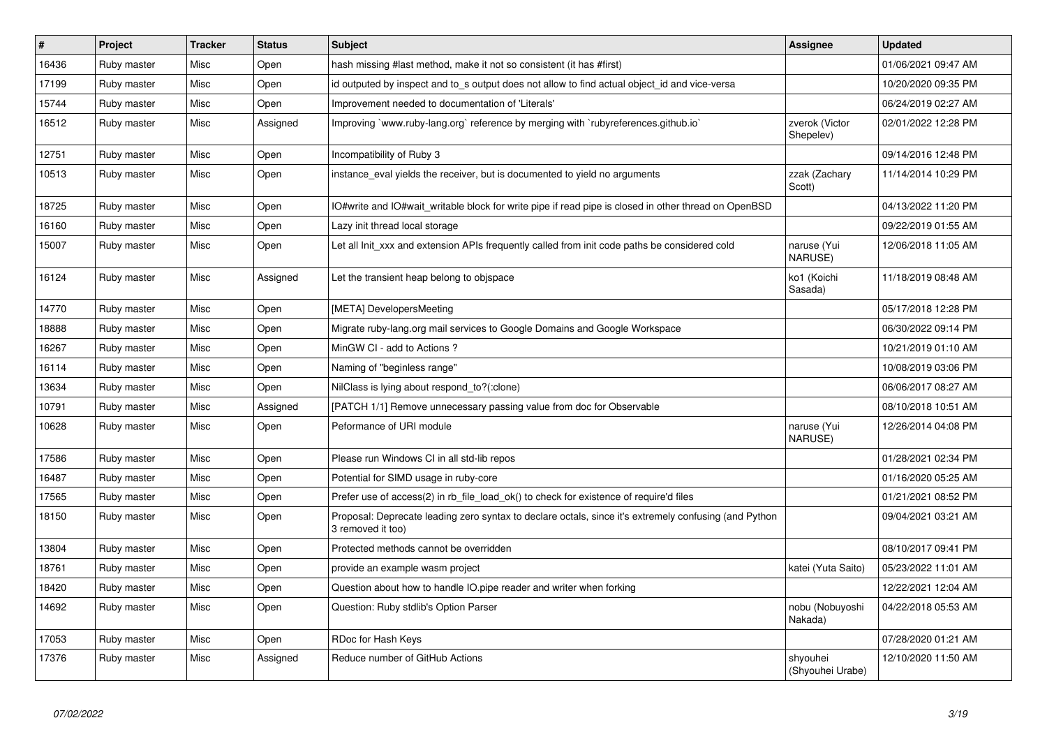| # | Project | Tracker | Status | Subject | Assignee | Updated |
|---|---|---|---|---|---|---|
| 16436 | Ruby master | Misc | Open | hash missing #last method, make it not so consistent (it has #first) | | 01/06/2021 09:47 AM |
| 17199 | Ruby master | Misc | Open | id outputed by inspect and to_s output does not allow to find actual object_id and vice-versa | | 10/20/2020 09:35 PM |
| 15744 | Ruby master | Misc | Open | Improvement needed to documentation of 'Literals' | | 06/24/2019 02:27 AM |
| 16512 | Ruby master | Misc | Assigned | Improving `www.ruby-lang.org` reference by merging with `rubyreferences.github.io` | zverok (Victor Shepelev) | 02/01/2022 12:28 PM |
| 12751 | Ruby master | Misc | Open | Incompatibility of Ruby 3 | | 09/14/2016 12:48 PM |
| 10513 | Ruby master | Misc | Open | instance_eval yields the receiver, but is documented to yield no arguments | zzak (Zachary Scott) | 11/14/2014 10:29 PM |
| 18725 | Ruby master | Misc | Open | IO#write and IO#wait_writable block for write pipe if read pipe is closed in other thread on OpenBSD | | 04/13/2022 11:20 PM |
| 16160 | Ruby master | Misc | Open | Lazy init thread local storage | | 09/22/2019 01:55 AM |
| 15007 | Ruby master | Misc | Open | Let all Init_xxx and extension APIs frequently called from init code paths be considered cold | naruse (Yui NARUSE) | 12/06/2018 11:05 AM |
| 16124 | Ruby master | Misc | Assigned | Let the transient heap belong to objspace | ko1 (Koichi Sasada) | 11/18/2019 08:48 AM |
| 14770 | Ruby master | Misc | Open | [META] DevelopersMeeting | | 05/17/2018 12:28 PM |
| 18888 | Ruby master | Misc | Open | Migrate ruby-lang.org mail services to Google Domains and Google Workspace | | 06/30/2022 09:14 PM |
| 16267 | Ruby master | Misc | Open | MinGW CI - add to Actions ? | | 10/21/2019 01:10 AM |
| 16114 | Ruby master | Misc | Open | Naming of "beginless range" | | 10/08/2019 03:06 PM |
| 13634 | Ruby master | Misc | Open | NilClass is lying about respond_to?(:clone) | | 06/06/2017 08:27 AM |
| 10791 | Ruby master | Misc | Assigned | [PATCH 1/1] Remove unnecessary passing value from doc for Observable | | 08/10/2018 10:51 AM |
| 10628 | Ruby master | Misc | Open | Peformance of URI module | naruse (Yui NARUSE) | 12/26/2014 04:08 PM |
| 17586 | Ruby master | Misc | Open | Please run Windows CI in all std-lib repos | | 01/28/2021 02:34 PM |
| 16487 | Ruby master | Misc | Open | Potential for SIMD usage in ruby-core | | 01/16/2020 05:25 AM |
| 17565 | Ruby master | Misc | Open | Prefer use of access(2) in rb_file_load_ok() to check for existence of require'd files | | 01/21/2021 08:52 PM |
| 18150 | Ruby master | Misc | Open | Proposal: Deprecate leading zero syntax to declare octals, since it's extremely confusing (and Python 3 removed it too) | | 09/04/2021 03:21 AM |
| 13804 | Ruby master | Misc | Open | Protected methods cannot be overridden | | 08/10/2017 09:41 PM |
| 18761 | Ruby master | Misc | Open | provide an example wasm project | katei (Yuta Saito) | 05/23/2022 11:01 AM |
| 18420 | Ruby master | Misc | Open | Question about how to handle IO.pipe reader and writer when forking | | 12/22/2021 12:04 AM |
| 14692 | Ruby master | Misc | Open | Question: Ruby stdlib's Option Parser | nobu (Nobuyoshi Nakada) | 04/22/2018 05:53 AM |
| 17053 | Ruby master | Misc | Open | RDoc for Hash Keys | | 07/28/2020 01:21 AM |
| 17376 | Ruby master | Misc | Assigned | Reduce number of GitHub Actions | shyouhei (Shyouhei Urabe) | 12/10/2020 11:50 AM |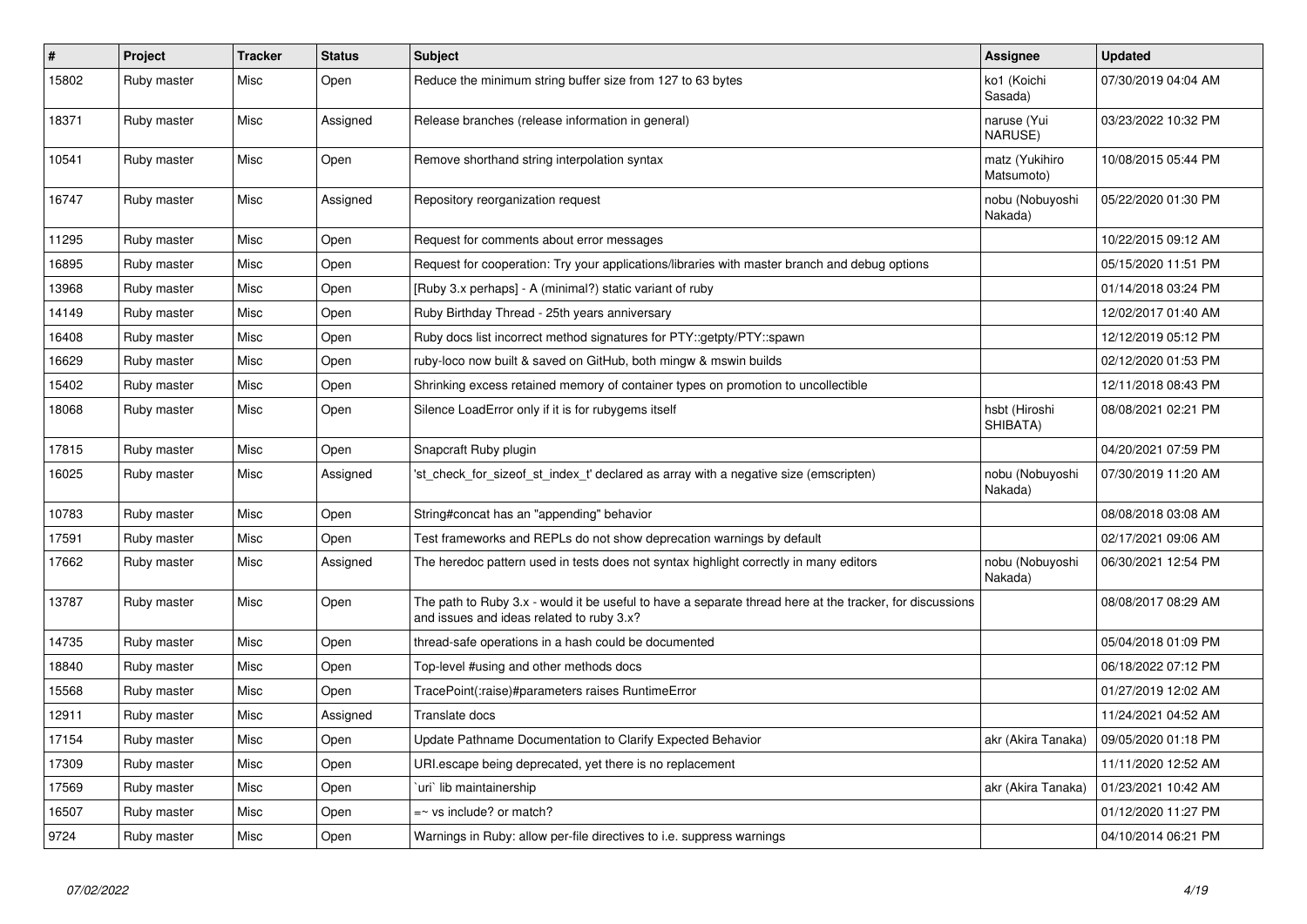| # | Project | Tracker | Status | Subject | Assignee | Updated |
| --- | --- | --- | --- | --- | --- | --- |
| 15802 | Ruby master | Misc | Open | Reduce the minimum string buffer size from 127 to 63 bytes | ko1 (Koichi Sasada) | 07/30/2019 04:04 AM |
| 18371 | Ruby master | Misc | Assigned | Release branches (release information in general) | naruse (Yui NARUSE) | 03/23/2022 10:32 PM |
| 10541 | Ruby master | Misc | Open | Remove shorthand string interpolation syntax | matz (Yukihiro Matsumoto) | 10/08/2015 05:44 PM |
| 16747 | Ruby master | Misc | Assigned | Repository reorganization request | nobu (Nobuyoshi Nakada) | 05/22/2020 01:30 PM |
| 11295 | Ruby master | Misc | Open | Request for comments about error messages | | 10/22/2015 09:12 AM |
| 16895 | Ruby master | Misc | Open | Request for cooperation: Try your applications/libraries with master branch and debug options | | 05/15/2020 11:51 PM |
| 13968 | Ruby master | Misc | Open | [Ruby 3.x perhaps] - A (minimal?) static variant of ruby | | 01/14/2018 03:24 PM |
| 14149 | Ruby master | Misc | Open | Ruby Birthday Thread - 25th years anniversary | | 12/02/2017 01:40 AM |
| 16408 | Ruby master | Misc | Open | Ruby docs list incorrect method signatures for PTY::getpty/PTY::spawn | | 12/12/2019 05:12 PM |
| 16629 | Ruby master | Misc | Open | ruby-loco now built & saved on GitHub, both mingw & mswin builds | | 02/12/2020 01:53 PM |
| 15402 | Ruby master | Misc | Open | Shrinking excess retained memory of container types on promotion to uncollectible | | 12/11/2018 08:43 PM |
| 18068 | Ruby master | Misc | Open | Silence LoadError only if it is for rubygems itself | hsbt (Hiroshi SHIBATA) | 08/08/2021 02:21 PM |
| 17815 | Ruby master | Misc | Open | Snapcraft Ruby plugin | | 04/20/2021 07:59 PM |
| 16025 | Ruby master | Misc | Assigned | 'st_check_for_sizeof_st_index_t' declared as array with a negative size (emscripten) | nobu (Nobuyoshi Nakada) | 07/30/2019 11:20 AM |
| 10783 | Ruby master | Misc | Open | String#concat has an "appending" behavior | | 08/08/2018 03:08 AM |
| 17591 | Ruby master | Misc | Open | Test frameworks and REPLs do not show deprecation warnings by default | | 02/17/2021 09:06 AM |
| 17662 | Ruby master | Misc | Assigned | The heredoc pattern used in tests does not syntax highlight correctly in many editors | nobu (Nobuyoshi Nakada) | 06/30/2021 12:54 PM |
| 13787 | Ruby master | Misc | Open | The path to Ruby 3.x - would it be useful to have a separate thread here at the tracker, for discussions and issues and ideas related to ruby 3.x? | | 08/08/2017 08:29 AM |
| 14735 | Ruby master | Misc | Open | thread-safe operations in a hash could be documented | | 05/04/2018 01:09 PM |
| 18840 | Ruby master | Misc | Open | Top-level #using and other methods docs | | 06/18/2022 07:12 PM |
| 15568 | Ruby master | Misc | Open | TracePoint(:raise)#parameters raises RuntimeError | | 01/27/2019 12:02 AM |
| 12911 | Ruby master | Misc | Assigned | Translate docs | | 11/24/2021 04:52 AM |
| 17154 | Ruby master | Misc | Open | Update Pathname Documentation to Clarify Expected Behavior | akr (Akira Tanaka) | 09/05/2020 01:18 PM |
| 17309 | Ruby master | Misc | Open | URI.escape being deprecated, yet there is no replacement | | 11/11/2020 12:52 AM |
| 17569 | Ruby master | Misc | Open | `uri` lib maintainership | akr (Akira Tanaka) | 01/23/2021 10:42 AM |
| 16507 | Ruby master | Misc | Open | =~ vs include? or match? | | 01/12/2020 11:27 PM |
| 9724 | Ruby master | Misc | Open | Warnings in Ruby: allow per-file directives to i.e. suppress warnings | | 04/10/2014 06:21 PM |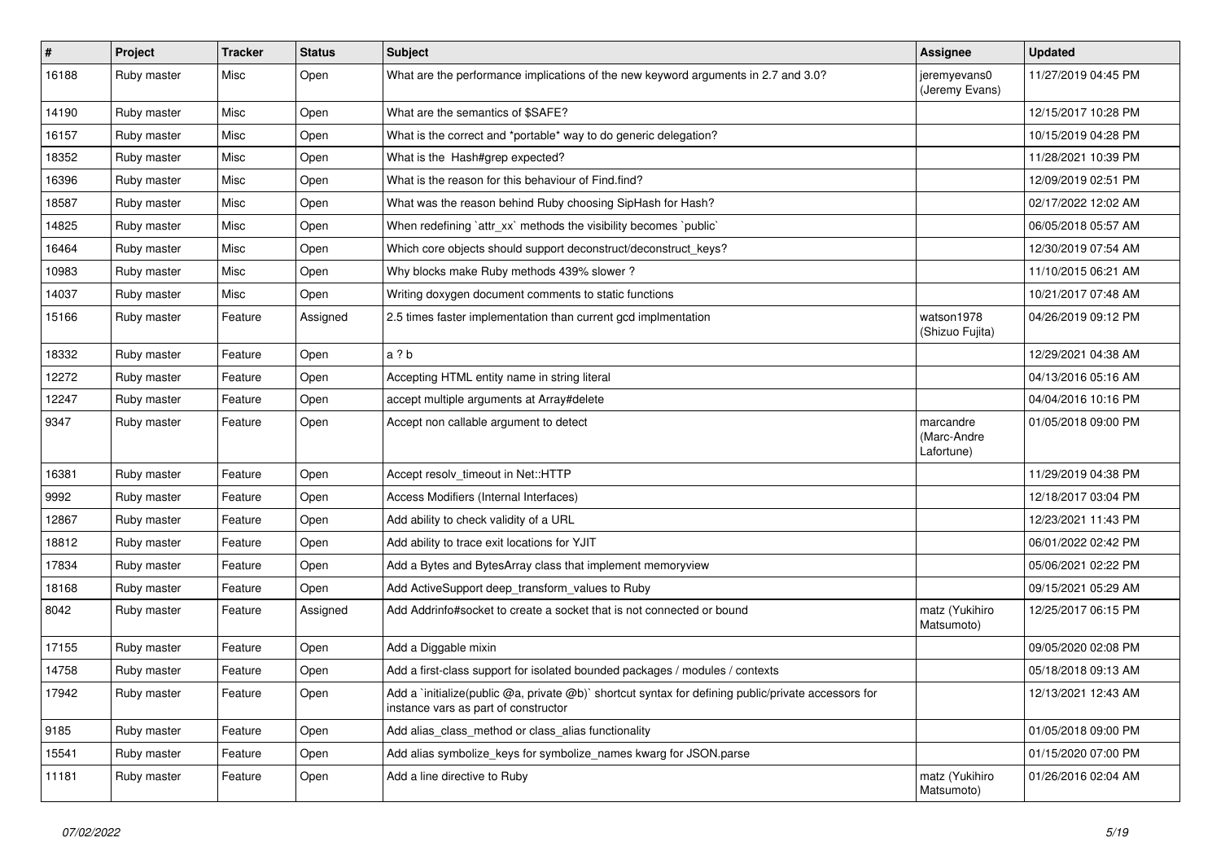| # | Project | Tracker | Status | Subject | Assignee | Updated |
|---|---|---|---|---|---|---|
| 16188 | Ruby master | Misc | Open | What are the performance implications of the new keyword arguments in 2.7 and 3.0? | jeremyevans0 (Jeremy Evans) | 11/27/2019 04:45 PM |
| 14190 | Ruby master | Misc | Open | What are the semantics of $SAFE? | | 12/15/2017 10:28 PM |
| 16157 | Ruby master | Misc | Open | What is the correct and *portable* way to do generic delegation? | | 10/15/2019 04:28 PM |
| 18352 | Ruby master | Misc | Open | What is the Hash#grep expected? | | 11/28/2021 10:39 PM |
| 16396 | Ruby master | Misc | Open | What is the reason for this behaviour of Find.find? | | 12/09/2019 02:51 PM |
| 18587 | Ruby master | Misc | Open | What was the reason behind Ruby choosing SipHash for Hash? | | 02/17/2022 12:02 AM |
| 14825 | Ruby master | Misc | Open | When redefining `attr_xx` methods the visibility becomes `public` | | 06/05/2018 05:57 AM |
| 16464 | Ruby master | Misc | Open | Which core objects should support deconstruct/deconstruct_keys? | | 12/30/2019 07:54 AM |
| 10983 | Ruby master | Misc | Open | Why blocks make Ruby methods 439% slower ? | | 11/10/2015 06:21 AM |
| 14037 | Ruby master | Misc | Open | Writing doxygen document comments to static functions | | 10/21/2017 07:48 AM |
| 15166 | Ruby master | Feature | Assigned | 2.5 times faster implementation than current gcd implmentation | watson1978 (Shizuo Fujita) | 04/26/2019 09:12 PM |
| 18332 | Ruby master | Feature | Open | a ? b | | 12/29/2021 04:38 AM |
| 12272 | Ruby master | Feature | Open | Accepting HTML entity name in string literal | | 04/13/2016 05:16 AM |
| 12247 | Ruby master | Feature | Open | accept multiple arguments at Array#delete | | 04/04/2016 10:16 PM |
| 9347 | Ruby master | Feature | Open | Accept non callable argument to detect | marcandre (Marc-Andre Lafortune) | 01/05/2018 09:00 PM |
| 16381 | Ruby master | Feature | Open | Accept resolv_timeout in Net::HTTP | | 11/29/2019 04:38 PM |
| 9992 | Ruby master | Feature | Open | Access Modifiers (Internal Interfaces) | | 12/18/2017 03:04 PM |
| 12867 | Ruby master | Feature | Open | Add ability to check validity of a URL | | 12/23/2021 11:43 PM |
| 18812 | Ruby master | Feature | Open | Add ability to trace exit locations for YJIT | | 06/01/2022 02:42 PM |
| 17834 | Ruby master | Feature | Open | Add a Bytes and BytesArray class that implement memoryview | | 05/06/2021 02:22 PM |
| 18168 | Ruby master | Feature | Open | Add ActiveSupport deep_transform_values to Ruby | | 09/15/2021 05:29 AM |
| 8042 | Ruby master | Feature | Assigned | Add Addrinfo#socket to create a socket that is not connected or bound | matz (Yukihiro Matsumoto) | 12/25/2017 06:15 PM |
| 17155 | Ruby master | Feature | Open | Add a Diggable mixin | | 09/05/2020 02:08 PM |
| 14758 | Ruby master | Feature | Open | Add a first-class support for isolated bounded packages / modules / contexts | | 05/18/2018 09:13 AM |
| 17942 | Ruby master | Feature | Open | Add a `initialize(public @a, private @b)` shortcut syntax for defining public/private accessors for instance vars as part of constructor | | 12/13/2021 12:43 AM |
| 9185 | Ruby master | Feature | Open | Add alias_class_method or class_alias functionality | | 01/05/2018 09:00 PM |
| 15541 | Ruby master | Feature | Open | Add alias symbolize_keys for symbolize_names kwarg for JSON.parse | | 01/15/2020 07:00 PM |
| 11181 | Ruby master | Feature | Open | Add a line directive to Ruby | matz (Yukihiro Matsumoto) | 01/26/2016 02:04 AM |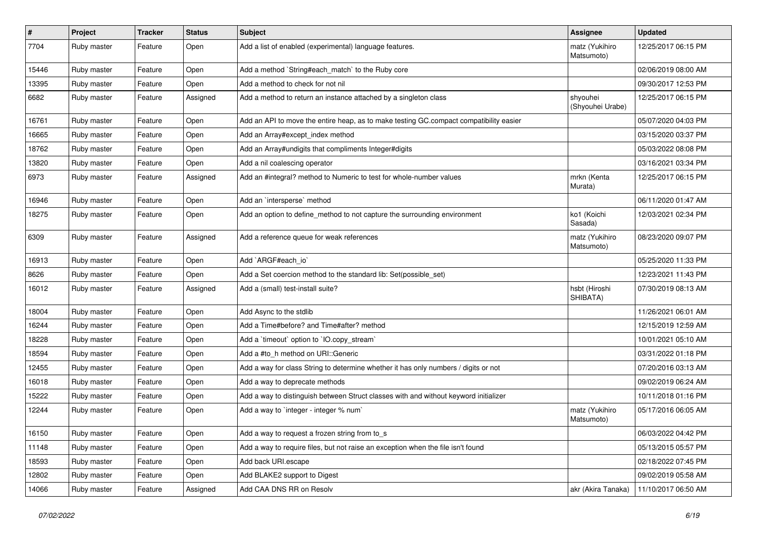| # | Project | Tracker | Status | Subject | Assignee | Updated |
|---|---|---|---|---|---|---|
| 7704 | Ruby master | Feature | Open | Add a list of enabled (experimental) language features. | matz (Yukihiro Matsumoto) | 12/25/2017 06:15 PM |
| 15446 | Ruby master | Feature | Open | Add a method `String#each_match` to the Ruby core | | 02/06/2019 08:00 AM |
| 13395 | Ruby master | Feature | Open | Add a method to check for not nil | | 09/30/2017 12:53 PM |
| 6682 | Ruby master | Feature | Assigned | Add a method to return an instance attached by a singleton class | shyouhei (Shyouhei Urabe) | 12/25/2017 06:15 PM |
| 16761 | Ruby master | Feature | Open | Add an API to move the entire heap, as to make testing GC.compact compatibility easier | | 05/07/2020 04:03 PM |
| 16665 | Ruby master | Feature | Open | Add an Array#except_index method | | 03/15/2020 03:37 PM |
| 18762 | Ruby master | Feature | Open | Add an Array#undigits that compliments Integer#digits | | 05/03/2022 08:08 PM |
| 13820 | Ruby master | Feature | Open | Add a nil coalescing operator | | 03/16/2021 03:34 PM |
| 6973 | Ruby master | Feature | Assigned | Add an #integral? method to Numeric to test for whole-number values | mrkn (Kenta Murata) | 12/25/2017 06:15 PM |
| 16946 | Ruby master | Feature | Open | Add an `intersperse` method | | 06/11/2020 01:47 AM |
| 18275 | Ruby master | Feature | Open | Add an option to define_method to not capture the surrounding environment | ko1 (Koichi Sasada) | 12/03/2021 02:34 PM |
| 6309 | Ruby master | Feature | Assigned | Add a reference queue for weak references | matz (Yukihiro Matsumoto) | 08/23/2020 09:07 PM |
| 16913 | Ruby master | Feature | Open | Add `ARGF#each_io` | | 05/25/2020 11:33 PM |
| 8626 | Ruby master | Feature | Open | Add a Set coercion method to the standard lib: Set(possible_set) | | 12/23/2021 11:43 PM |
| 16012 | Ruby master | Feature | Assigned | Add a (small) test-install suite? | hsbt (Hiroshi SHIBATA) | 07/30/2019 08:13 AM |
| 18004 | Ruby master | Feature | Open | Add Async to the stdlib | | 11/26/2021 06:01 AM |
| 16244 | Ruby master | Feature | Open | Add a Time#before? and Time#after? method | | 12/15/2019 12:59 AM |
| 18228 | Ruby master | Feature | Open | Add a `timeout` option to `IO.copy_stream` | | 10/01/2021 05:10 AM |
| 18594 | Ruby master | Feature | Open | Add a #to_h method on URI::Generic | | 03/31/2022 01:18 PM |
| 12455 | Ruby master | Feature | Open | Add a way for class String to determine whether it has only numbers / digits or not | | 07/20/2016 03:13 AM |
| 16018 | Ruby master | Feature | Open | Add a way to deprecate methods | | 09/02/2019 06:24 AM |
| 15222 | Ruby master | Feature | Open | Add a way to distinguish between Struct classes with and without keyword initializer | | 10/11/2018 01:16 PM |
| 12244 | Ruby master | Feature | Open | Add a way to `integer - integer % num` | matz (Yukihiro Matsumoto) | 05/17/2016 06:05 AM |
| 16150 | Ruby master | Feature | Open | Add a way to request a frozen string from to_s | | 06/03/2022 04:42 PM |
| 11148 | Ruby master | Feature | Open | Add a way to require files, but not raise an exception when the file isn't found | | 05/13/2015 05:57 PM |
| 18593 | Ruby master | Feature | Open | Add back URI.escape | | 02/18/2022 07:45 PM |
| 12802 | Ruby master | Feature | Open | Add BLAKE2 support to Digest | | 09/02/2019 05:58 AM |
| 14066 | Ruby master | Feature | Assigned | Add CAA DNS RR on Resolv | akr (Akira Tanaka) | 11/10/2017 06:50 AM |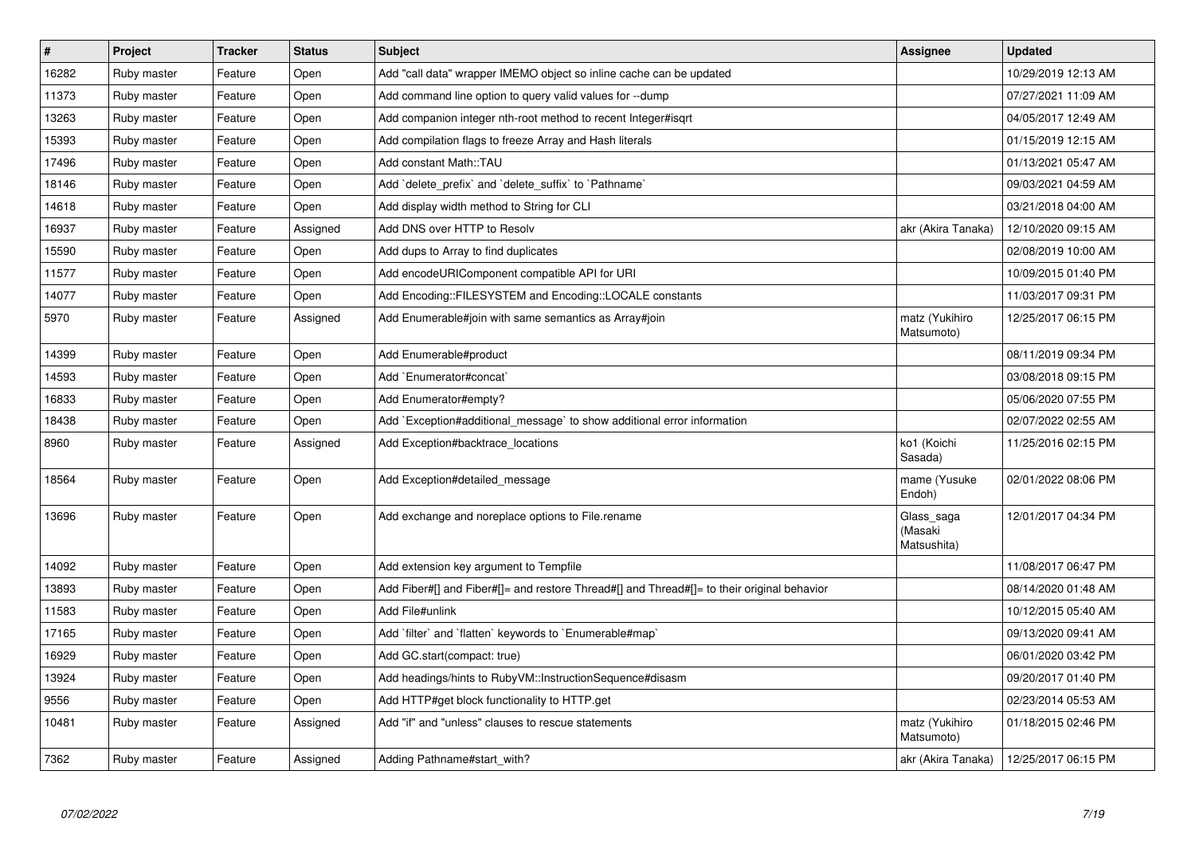| # | Project | Tracker | Status | Subject | Assignee | Updated |
|---|---|---|---|---|---|---|
| 16282 | Ruby master | Feature | Open | Add "call data" wrapper IMEMO object so inline cache can be updated | | 10/29/2019 12:13 AM |
| 11373 | Ruby master | Feature | Open | Add command line option to query valid values for --dump | | 07/27/2021 11:09 AM |
| 13263 | Ruby master | Feature | Open | Add companion integer nth-root method to recent Integer#isqrt | | 04/05/2017 12:49 AM |
| 15393 | Ruby master | Feature | Open | Add compilation flags to freeze Array and Hash literals | | 01/15/2019 12:15 AM |
| 17496 | Ruby master | Feature | Open | Add constant Math::TAU | | 01/13/2021 05:47 AM |
| 18146 | Ruby master | Feature | Open | Add `delete_prefix` and `delete_suffix` to `Pathname` | | 09/03/2021 04:59 AM |
| 14618 | Ruby master | Feature | Open | Add display width method to String for CLI | | 03/21/2018 04:00 AM |
| 16937 | Ruby master | Feature | Assigned | Add DNS over HTTP to Resolv | akr (Akira Tanaka) | 12/10/2020 09:15 AM |
| 15590 | Ruby master | Feature | Open | Add dups to Array to find duplicates | | 02/08/2019 10:00 AM |
| 11577 | Ruby master | Feature | Open | Add encodeURIComponent compatible API for URI | | 10/09/2015 01:40 PM |
| 14077 | Ruby master | Feature | Open | Add Encoding::FILESYSTEM and Encoding::LOCALE constants | | 11/03/2017 09:31 PM |
| 5970 | Ruby master | Feature | Assigned | Add Enumerable#join with same semantics as Array#join | matz (Yukihiro Matsumoto) | 12/25/2017 06:15 PM |
| 14399 | Ruby master | Feature | Open | Add Enumerable#product | | 08/11/2019 09:34 PM |
| 14593 | Ruby master | Feature | Open | Add `Enumerator#concat` | | 03/08/2018 09:15 PM |
| 16833 | Ruby master | Feature | Open | Add Enumerator#empty? | | 05/06/2020 07:55 PM |
| 18438 | Ruby master | Feature | Open | Add `Exception#additional_message` to show additional error information | | 02/07/2022 02:55 AM |
| 8960 | Ruby master | Feature | Assigned | Add Exception#backtrace_locations | ko1 (Koichi Sasada) | 11/25/2016 02:15 PM |
| 18564 | Ruby master | Feature | Open | Add Exception#detailed_message | mame (Yusuke Endoh) | 02/01/2022 08:06 PM |
| 13696 | Ruby master | Feature | Open | Add exchange and noreplace options to File.rename | Glass_saga (Masaki Matsushita) | 12/01/2017 04:34 PM |
| 14092 | Ruby master | Feature | Open | Add extension key argument to Tempfile | | 11/08/2017 06:47 PM |
| 13893 | Ruby master | Feature | Open | Add Fiber#[] and Fiber#[]= and restore Thread#[] and Thread#[]= to their original behavior | | 08/14/2020 01:48 AM |
| 11583 | Ruby master | Feature | Open | Add File#unlink | | 10/12/2015 05:40 AM |
| 17165 | Ruby master | Feature | Open | Add `filter` and `flatten` keywords to `Enumerable#map` | | 09/13/2020 09:41 AM |
| 16929 | Ruby master | Feature | Open | Add GC.start(compact: true) | | 06/01/2020 03:42 PM |
| 13924 | Ruby master | Feature | Open | Add headings/hints to RubyVM::InstructionSequence#disasm | | 09/20/2017 01:40 PM |
| 9556 | Ruby master | Feature | Open | Add HTTP#get block functionality to HTTP.get | | 02/23/2014 05:53 AM |
| 10481 | Ruby master | Feature | Assigned | Add "if" and "unless" clauses to rescue statements | matz (Yukihiro Matsumoto) | 01/18/2015 02:46 PM |
| 7362 | Ruby master | Feature | Assigned | Adding Pathname#start_with? | akr (Akira Tanaka) | 12/25/2017 06:15 PM |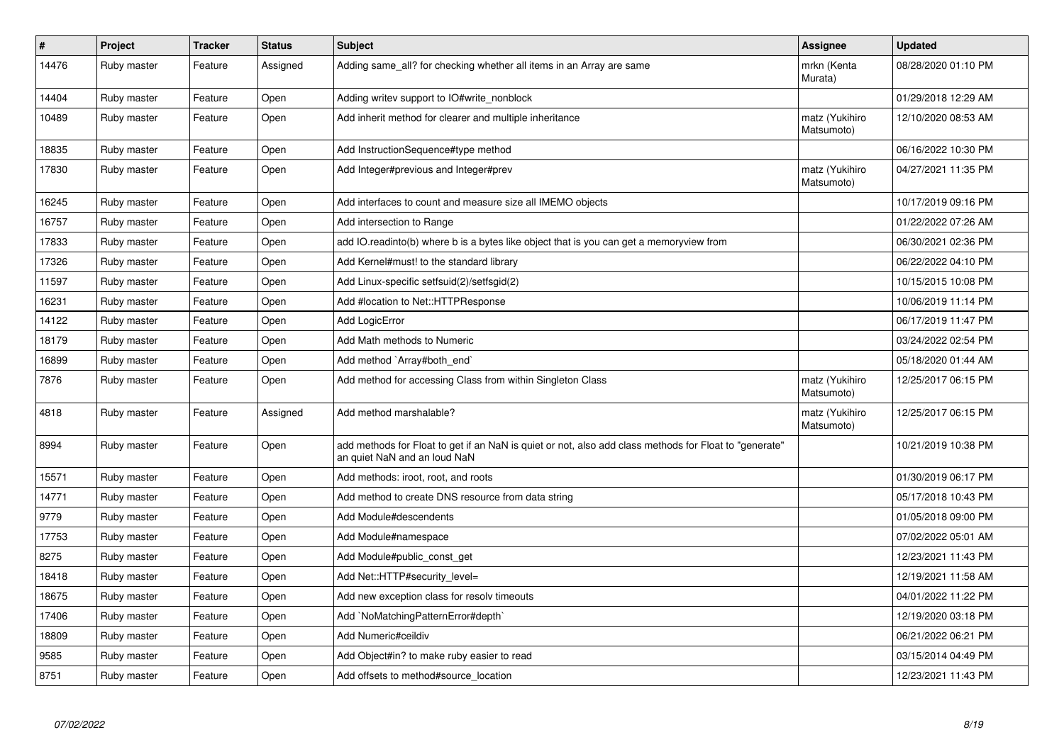| # | Project | Tracker | Status | Subject | Assignee | Updated |
|---|---|---|---|---|---|---|
| 14476 | Ruby master | Feature | Assigned | Adding same_all? for checking whether all items in an Array are same | mrkn (Kenta Murata) | 08/28/2020 01:10 PM |
| 14404 | Ruby master | Feature | Open | Adding writev support to IO#write_nonblock | | 01/29/2018 12:29 AM |
| 10489 | Ruby master | Feature | Open | Add inherit method for clearer and multiple inheritance | matz (Yukihiro Matsumoto) | 12/10/2020 08:53 AM |
| 18835 | Ruby master | Feature | Open | Add InstructionSequence#type method | | 06/16/2022 10:30 PM |
| 17830 | Ruby master | Feature | Open | Add Integer#previous and Integer#prev | matz (Yukihiro Matsumoto) | 04/27/2021 11:35 PM |
| 16245 | Ruby master | Feature | Open | Add interfaces to count and measure size all IMEMO objects | | 10/17/2019 09:16 PM |
| 16757 | Ruby master | Feature | Open | Add intersection to Range | | 01/22/2022 07:26 AM |
| 17833 | Ruby master | Feature | Open | add IO.readinto(b) where b is a bytes like object that is you can get a memoryview from | | 06/30/2021 02:36 PM |
| 17326 | Ruby master | Feature | Open | Add Kernel#must! to the standard library | | 06/22/2022 04:10 PM |
| 11597 | Ruby master | Feature | Open | Add Linux-specific setfsuid(2)/setfsgid(2) | | 10/15/2015 10:08 PM |
| 16231 | Ruby master | Feature | Open | Add #location to Net::HTTPResponse | | 10/06/2019 11:14 PM |
| 14122 | Ruby master | Feature | Open | Add LogicError | | 06/17/2019 11:47 PM |
| 18179 | Ruby master | Feature | Open | Add Math methods to Numeric | | 03/24/2022 02:54 PM |
| 16899 | Ruby master | Feature | Open | Add method `Array#both_end` | | 05/18/2020 01:44 AM |
| 7876 | Ruby master | Feature | Open | Add method for accessing Class from within Singleton Class | matz (Yukihiro Matsumoto) | 12/25/2017 06:15 PM |
| 4818 | Ruby master | Feature | Assigned | Add method marshalable? | matz (Yukihiro Matsumoto) | 12/25/2017 06:15 PM |
| 8994 | Ruby master | Feature | Open | add methods for Float to get if an NaN is quiet or not, also add class methods for Float to "generate" an quiet NaN and an loud NaN | | 10/21/2019 10:38 PM |
| 15571 | Ruby master | Feature | Open | Add methods: iroot, root, and roots | | 01/30/2019 06:17 PM |
| 14771 | Ruby master | Feature | Open | Add method to create DNS resource from data string | | 05/17/2018 10:43 PM |
| 9779 | Ruby master | Feature | Open | Add Module#descendents | | 01/05/2018 09:00 PM |
| 17753 | Ruby master | Feature | Open | Add Module#namespace | | 07/02/2022 05:01 AM |
| 8275 | Ruby master | Feature | Open | Add Module#public_const_get | | 12/23/2021 11:43 PM |
| 18418 | Ruby master | Feature | Open | Add Net::HTTP#security_level= | | 12/19/2021 11:58 AM |
| 18675 | Ruby master | Feature | Open | Add new exception class for resolv timeouts | | 04/01/2022 11:22 PM |
| 17406 | Ruby master | Feature | Open | Add `NoMatchingPatternError#depth` | | 12/19/2020 03:18 PM |
| 18809 | Ruby master | Feature | Open | Add Numeric#ceildiv | | 06/21/2022 06:21 PM |
| 9585 | Ruby master | Feature | Open | Add Object#in? to make ruby easier to read | | 03/15/2014 04:49 PM |
| 8751 | Ruby master | Feature | Open | Add offsets to method#source_location | | 12/23/2021 11:43 PM |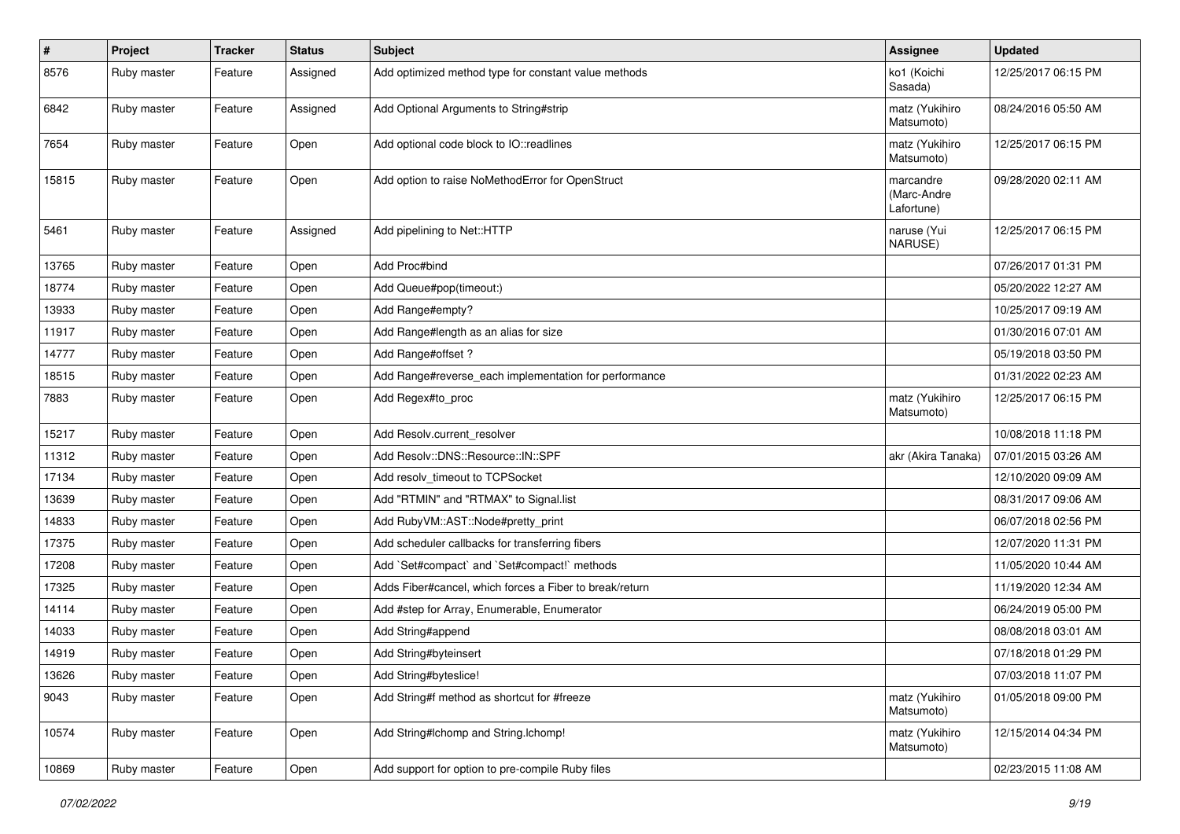| # | Project | Tracker | Status | Subject | Assignee | Updated |
|---|---|---|---|---|---|---|
| 8576 | Ruby master | Feature | Assigned | Add optimized method type for constant value methods | ko1 (Koichi Sasada) | 12/25/2017 06:15 PM |
| 6842 | Ruby master | Feature | Assigned | Add Optional Arguments to String#strip | matz (Yukihiro Matsumoto) | 08/24/2016 05:50 AM |
| 7654 | Ruby master | Feature | Open | Add optional code block to IO::readlines | matz (Yukihiro Matsumoto) | 12/25/2017 06:15 PM |
| 15815 | Ruby master | Feature | Open | Add option to raise NoMethodError for OpenStruct | marcandre (Marc-Andre Lafortune) | 09/28/2020 02:11 AM |
| 5461 | Ruby master | Feature | Assigned | Add pipelining to Net::HTTP | naruse (Yui NARUSE) | 12/25/2017 06:15 PM |
| 13765 | Ruby master | Feature | Open | Add Proc#bind | | 07/26/2017 01:31 PM |
| 18774 | Ruby master | Feature | Open | Add Queue#pop(timeout:) | | 05/20/2022 12:27 AM |
| 13933 | Ruby master | Feature | Open | Add Range#empty? | | 10/25/2017 09:19 AM |
| 11917 | Ruby master | Feature | Open | Add Range#length as an alias for size | | 01/30/2016 07:01 AM |
| 14777 | Ruby master | Feature | Open | Add Range#offset ? | | 05/19/2018 03:50 PM |
| 18515 | Ruby master | Feature | Open | Add Range#reverse_each implementation for performance | | 01/31/2022 02:23 AM |
| 7883 | Ruby master | Feature | Open | Add Regex#to_proc | matz (Yukihiro Matsumoto) | 12/25/2017 06:15 PM |
| 15217 | Ruby master | Feature | Open | Add Resolv.current_resolver | | 10/08/2018 11:18 PM |
| 11312 | Ruby master | Feature | Open | Add Resolv::DNS::Resource::IN::SPF | akr (Akira Tanaka) | 07/01/2015 03:26 AM |
| 17134 | Ruby master | Feature | Open | Add resolv_timeout to TCPSocket | | 12/10/2020 09:09 AM |
| 13639 | Ruby master | Feature | Open | Add "RTMIN" and "RTMAX" to Signal.list | | 08/31/2017 09:06 AM |
| 14833 | Ruby master | Feature | Open | Add RubyVM::AST::Node#pretty_print | | 06/07/2018 02:56 PM |
| 17375 | Ruby master | Feature | Open | Add scheduler callbacks for transferring fibers | | 12/07/2020 11:31 PM |
| 17208 | Ruby master | Feature | Open | Add `Set#compact` and `Set#compact!` methods | | 11/05/2020 10:44 AM |
| 17325 | Ruby master | Feature | Open | Adds Fiber#cancel, which forces a Fiber to break/return | | 11/19/2020 12:34 AM |
| 14114 | Ruby master | Feature | Open | Add #step for Array, Enumerable, Enumerator | | 06/24/2019 05:00 PM |
| 14033 | Ruby master | Feature | Open | Add String#append | | 08/08/2018 03:01 AM |
| 14919 | Ruby master | Feature | Open | Add String#byteinsert | | 07/18/2018 01:29 PM |
| 13626 | Ruby master | Feature | Open | Add String#byteslice! | | 07/03/2018 11:07 PM |
| 9043 | Ruby master | Feature | Open | Add String#f method as shortcut for #freeze | matz (Yukihiro Matsumoto) | 01/05/2018 09:00 PM |
| 10574 | Ruby master | Feature | Open | Add String#lchomp and String.lchomp! | matz (Yukihiro Matsumoto) | 12/15/2014 04:34 PM |
| 10869 | Ruby master | Feature | Open | Add support for option to pre-compile Ruby files | | 02/23/2015 11:08 AM |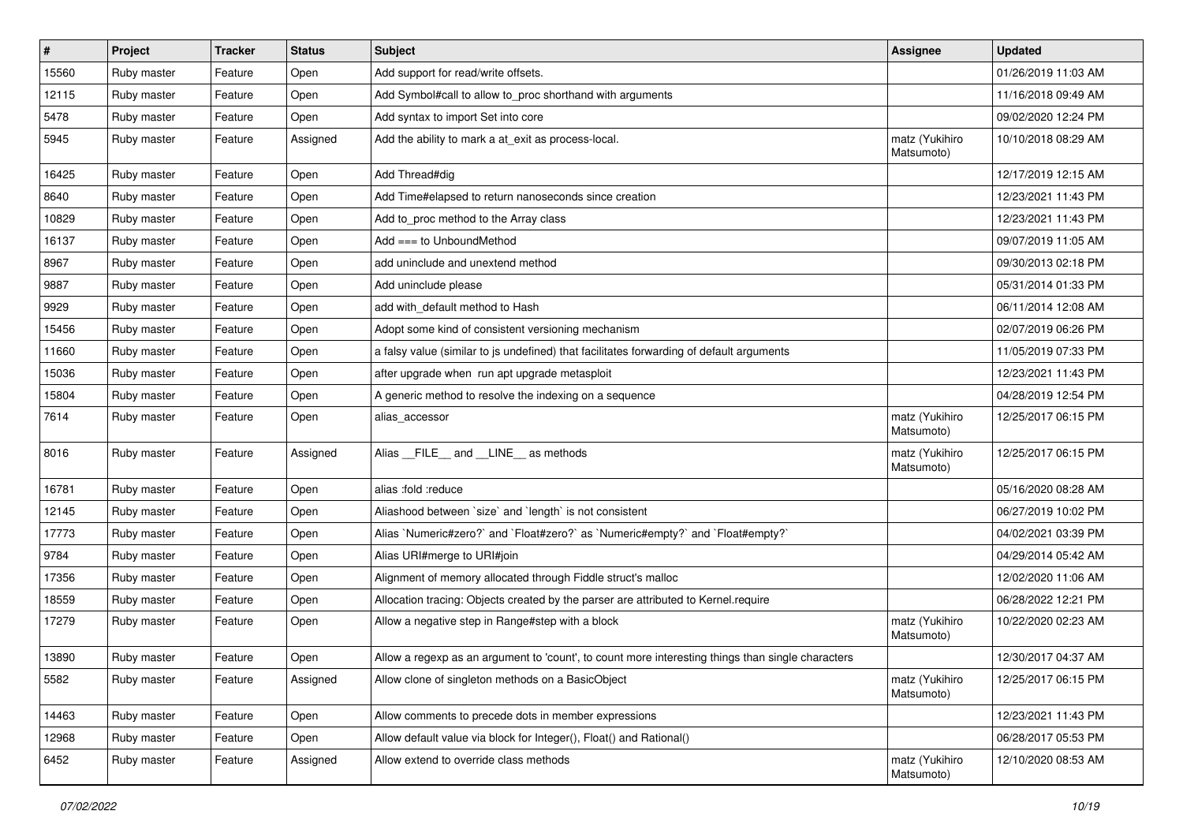| # | Project | Tracker | Status | Subject | Assignee | Updated |
|---|---|---|---|---|---|---|
| 15560 | Ruby master | Feature | Open | Add support for read/write offsets. | | 01/26/2019 11:03 AM |
| 12115 | Ruby master | Feature | Open | Add Symbol#call to allow to_proc shorthand with arguments | | 11/16/2018 09:49 AM |
| 5478 | Ruby master | Feature | Open | Add syntax to import Set into core | | 09/02/2020 12:24 PM |
| 5945 | Ruby master | Feature | Assigned | Add the ability to mark a at_exit as process-local. | matz (Yukihiro Matsumoto) | 10/10/2018 08:29 AM |
| 16425 | Ruby master | Feature | Open | Add Thread#dig | | 12/17/2019 12:15 AM |
| 8640 | Ruby master | Feature | Open | Add Time#elapsed to return nanoseconds since creation | | 12/23/2021 11:43 PM |
| 10829 | Ruby master | Feature | Open | Add to_proc method to the Array class | | 12/23/2021 11:43 PM |
| 16137 | Ruby master | Feature | Open | Add === to UnboundMethod | | 09/07/2019 11:05 AM |
| 8967 | Ruby master | Feature | Open | add uninclude and unextend method | | 09/30/2013 02:18 PM |
| 9887 | Ruby master | Feature | Open | Add uninclude please | | 05/31/2014 01:33 PM |
| 9929 | Ruby master | Feature | Open | add with_default method to Hash | | 06/11/2014 12:08 AM |
| 15456 | Ruby master | Feature | Open | Adopt some kind of consistent versioning mechanism | | 02/07/2019 06:26 PM |
| 11660 | Ruby master | Feature | Open | a falsy value (similar to js undefined) that facilitates forwarding of default arguments | | 11/05/2019 07:33 PM |
| 15036 | Ruby master | Feature | Open | after upgrade when run apt upgrade metasploit | | 12/23/2021 11:43 PM |
| 15804 | Ruby master | Feature | Open | A generic method to resolve the indexing on a sequence | | 04/28/2019 12:54 PM |
| 7614 | Ruby master | Feature | Open | alias_accessor | matz (Yukihiro Matsumoto) | 12/25/2017 06:15 PM |
| 8016 | Ruby master | Feature | Assigned | Alias __FILE__ and __LINE__ as methods | matz (Yukihiro Matsumoto) | 12/25/2017 06:15 PM |
| 16781 | Ruby master | Feature | Open | alias :fold :reduce | | 05/16/2020 08:28 AM |
| 12145 | Ruby master | Feature | Open | Aliashood between `size` and `length` is not consistent | | 06/27/2019 10:02 PM |
| 17773 | Ruby master | Feature | Open | Alias `Numeric#zero?` and `Float#zero?` as `Numeric#empty?` and `Float#empty?` | | 04/02/2021 03:39 PM |
| 9784 | Ruby master | Feature | Open | Alias URI#merge to URI#join | | 04/29/2014 05:42 AM |
| 17356 | Ruby master | Feature | Open | Alignment of memory allocated through Fiddle struct's malloc | | 12/02/2020 11:06 AM |
| 18559 | Ruby master | Feature | Open | Allocation tracing: Objects created by the parser are attributed to Kernel.require | | 06/28/2022 12:21 PM |
| 17279 | Ruby master | Feature | Open | Allow a negative step in Range#step with a block | matz (Yukihiro Matsumoto) | 10/22/2020 02:23 AM |
| 13890 | Ruby master | Feature | Open | Allow a regexp as an argument to 'count', to count more interesting things than single characters | | 12/30/2017 04:37 AM |
| 5582 | Ruby master | Feature | Assigned | Allow clone of singleton methods on a BasicObject | matz (Yukihiro Matsumoto) | 12/25/2017 06:15 PM |
| 14463 | Ruby master | Feature | Open | Allow comments to precede dots in member expressions | | 12/23/2021 11:43 PM |
| 12968 | Ruby master | Feature | Open | Allow default value via block for Integer(), Float() and Rational() | | 06/28/2017 05:53 PM |
| 6452 | Ruby master | Feature | Assigned | Allow extend to override class methods | matz (Yukihiro Matsumoto) | 12/10/2020 08:53 AM |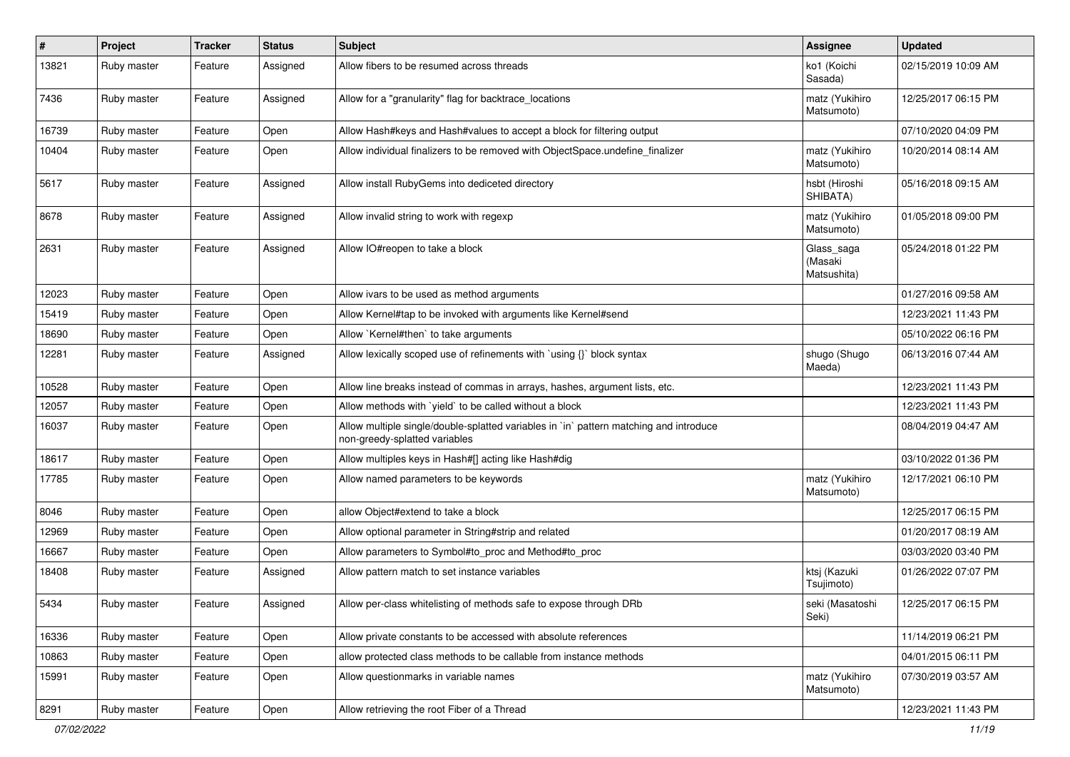| # | Project | Tracker | Status | Subject | Assignee | Updated |
|---|---|---|---|---|---|---|
| 13821 | Ruby master | Feature | Assigned | Allow fibers to be resumed across threads | ko1 (Koichi Sasada) | 02/15/2019 10:09 AM |
| 7436 | Ruby master | Feature | Assigned | Allow for a "granularity" flag for backtrace_locations | matz (Yukihiro Matsumoto) | 12/25/2017 06:15 PM |
| 16739 | Ruby master | Feature | Open | Allow Hash#keys and Hash#values to accept a block for filtering output | | 07/10/2020 04:09 PM |
| 10404 | Ruby master | Feature | Open | Allow individual finalizers to be removed with ObjectSpace.undefine_finalizer | matz (Yukihiro Matsumoto) | 10/20/2014 08:14 AM |
| 5617 | Ruby master | Feature | Assigned | Allow install RubyGems into dediceted directory | hsbt (Hiroshi SHIBATA) | 05/16/2018 09:15 AM |
| 8678 | Ruby master | Feature | Assigned | Allow invalid string to work with regexp | matz (Yukihiro Matsumoto) | 01/05/2018 09:00 PM |
| 2631 | Ruby master | Feature | Assigned | Allow IO#reopen to take a block | Glass_saga (Masaki Matsushita) | 05/24/2018 01:22 PM |
| 12023 | Ruby master | Feature | Open | Allow ivars to be used as method arguments | | 01/27/2016 09:58 AM |
| 15419 | Ruby master | Feature | Open | Allow Kernel#tap to be invoked with arguments like Kernel#send | | 12/23/2021 11:43 PM |
| 18690 | Ruby master | Feature | Open | Allow `Kernel#then` to take arguments | | 05/10/2022 06:16 PM |
| 12281 | Ruby master | Feature | Assigned | Allow lexically scoped use of refinements with `using {}` block syntax | shugo (Shugo Maeda) | 06/13/2016 07:44 AM |
| 10528 | Ruby master | Feature | Open | Allow line breaks instead of commas in arrays, hashes, argument lists, etc. | | 12/23/2021 11:43 PM |
| 12057 | Ruby master | Feature | Open | Allow methods with `yield` to be called without a block | | 12/23/2021 11:43 PM |
| 16037 | Ruby master | Feature | Open | Allow multiple single/double-splatted variables in `in` pattern matching and introduce non-greedy-splatted variables | | 08/04/2019 04:47 AM |
| 18617 | Ruby master | Feature | Open | Allow multiples keys in Hash#[] acting like Hash#dig | | 03/10/2022 01:36 PM |
| 17785 | Ruby master | Feature | Open | Allow named parameters to be keywords | matz (Yukihiro Matsumoto) | 12/17/2021 06:10 PM |
| 8046 | Ruby master | Feature | Open | allow Object#extend to take a block | | 12/25/2017 06:15 PM |
| 12969 | Ruby master | Feature | Open | Allow optional parameter in String#strip and related | | 01/20/2017 08:19 AM |
| 16667 | Ruby master | Feature | Open | Allow parameters to Symbol#to_proc and Method#to_proc | | 03/03/2020 03:40 PM |
| 18408 | Ruby master | Feature | Assigned | Allow pattern match to set instance variables | ktsj (Kazuki Tsujimoto) | 01/26/2022 07:07 PM |
| 5434 | Ruby master | Feature | Assigned | Allow per-class whitelisting of methods safe to expose through DRb | seki (Masatoshi Seki) | 12/25/2017 06:15 PM |
| 16336 | Ruby master | Feature | Open | Allow private constants to be accessed with absolute references | | 11/14/2019 06:21 PM |
| 10863 | Ruby master | Feature | Open | allow protected class methods to be callable from instance methods | | 04/01/2015 06:11 PM |
| 15991 | Ruby master | Feature | Open | Allow questionmarks in variable names | matz (Yukihiro Matsumoto) | 07/30/2019 03:57 AM |
| 8291 | Ruby master | Feature | Open | Allow retrieving the root Fiber of a Thread | | 12/23/2021 11:43 PM |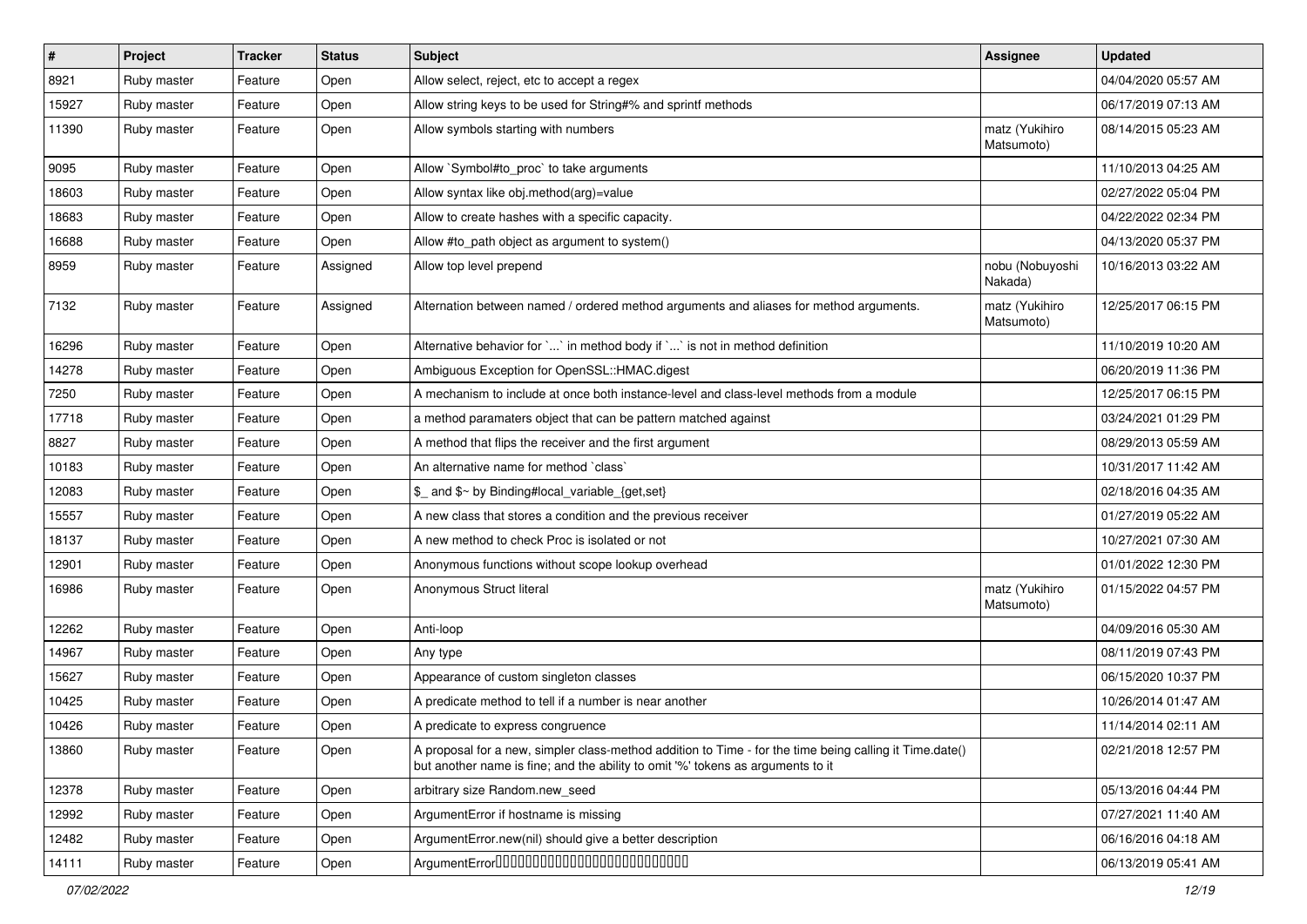| # | Project | Tracker | Status | Subject | Assignee | Updated |
|---|---|---|---|---|---|---|
| 8921 | Ruby master | Feature | Open | Allow select, reject, etc to accept a regex | | 04/04/2020 05:57 AM |
| 15927 | Ruby master | Feature | Open | Allow string keys to be used for String#% and sprintf methods | | 06/17/2019 07:13 AM |
| 11390 | Ruby master | Feature | Open | Allow symbols starting with numbers | matz (Yukihiro Matsumoto) | 08/14/2015 05:23 AM |
| 9095 | Ruby master | Feature | Open | Allow `Symbol#to_proc` to take arguments | | 11/10/2013 04:25 AM |
| 18603 | Ruby master | Feature | Open | Allow syntax like obj.method(arg)=value | | 02/27/2022 05:04 PM |
| 18683 | Ruby master | Feature | Open | Allow to create hashes with a specific capacity. | | 04/22/2022 02:34 PM |
| 16688 | Ruby master | Feature | Open | Allow #to_path object as argument to system() | | 04/13/2020 05:37 PM |
| 8959 | Ruby master | Feature | Assigned | Allow top level prepend | nobu (Nobuyoshi Nakada) | 10/16/2013 03:22 AM |
| 7132 | Ruby master | Feature | Assigned | Alternation between named / ordered method arguments and aliases for method arguments. | matz (Yukihiro Matsumoto) | 12/25/2017 06:15 PM |
| 16296 | Ruby master | Feature | Open | Alternative behavior for `...` in method body if `...` is not in method definition | | 11/10/2019 10:20 AM |
| 14278 | Ruby master | Feature | Open | Ambiguous Exception for OpenSSL::HMAC.digest | | 06/20/2019 11:36 PM |
| 7250 | Ruby master | Feature | Open | A mechanism to include at once both instance-level and class-level methods from a module | | 12/25/2017 06:15 PM |
| 17718 | Ruby master | Feature | Open | a method paramaters object that can be pattern matched against | | 03/24/2021 01:29 PM |
| 8827 | Ruby master | Feature | Open | A method that flips the receiver and the first argument | | 08/29/2013 05:59 AM |
| 10183 | Ruby master | Feature | Open | An alternative name for method `class` | | 10/31/2017 11:42 AM |
| 12083 | Ruby master | Feature | Open | $_ and $~ by Binding#local_variable_{get,set} | | 02/18/2016 04:35 AM |
| 15557 | Ruby master | Feature | Open | A new class that stores a condition and the previous receiver | | 01/27/2019 05:22 AM |
| 18137 | Ruby master | Feature | Open | A new method to check Proc is isolated or not | | 10/27/2021 07:30 AM |
| 12901 | Ruby master | Feature | Open | Anonymous functions without scope lookup overhead | | 01/01/2022 12:30 PM |
| 16986 | Ruby master | Feature | Open | Anonymous Struct literal | matz (Yukihiro Matsumoto) | 01/15/2022 04:57 PM |
| 12262 | Ruby master | Feature | Open | Anti-loop | | 04/09/2016 05:30 AM |
| 14967 | Ruby master | Feature | Open | Any type | | 08/11/2019 07:43 PM |
| 15627 | Ruby master | Feature | Open | Appearance of custom singleton classes | | 06/15/2020 10:37 PM |
| 10425 | Ruby master | Feature | Open | A predicate method to tell if a number is near another | | 10/26/2014 01:47 AM |
| 10426 | Ruby master | Feature | Open | A predicate to express congruence | | 11/14/2014 02:11 AM |
| 13860 | Ruby master | Feature | Open | A proposal for a new, simpler class-method addition to Time - for the time being calling it Time.date() but another name is fine; and the ability to omit '%' tokens as arguments to it | | 02/21/2018 12:57 PM |
| 12378 | Ruby master | Feature | Open | arbitrary size Random.new_seed | | 05/13/2016 04:44 PM |
| 12992 | Ruby master | Feature | Open | ArgumentError if hostname is missing | | 07/27/2021 11:40 AM |
| 12482 | Ruby master | Feature | Open | ArgumentError.new(nil) should give a better description | | 06/16/2016 04:18 AM |
| 14111 | Ruby master | Feature | Open | ArgumentError□□□□□□□□□□□□□□□□□□□□□□□□□□□ | | 06/13/2019 05:41 AM |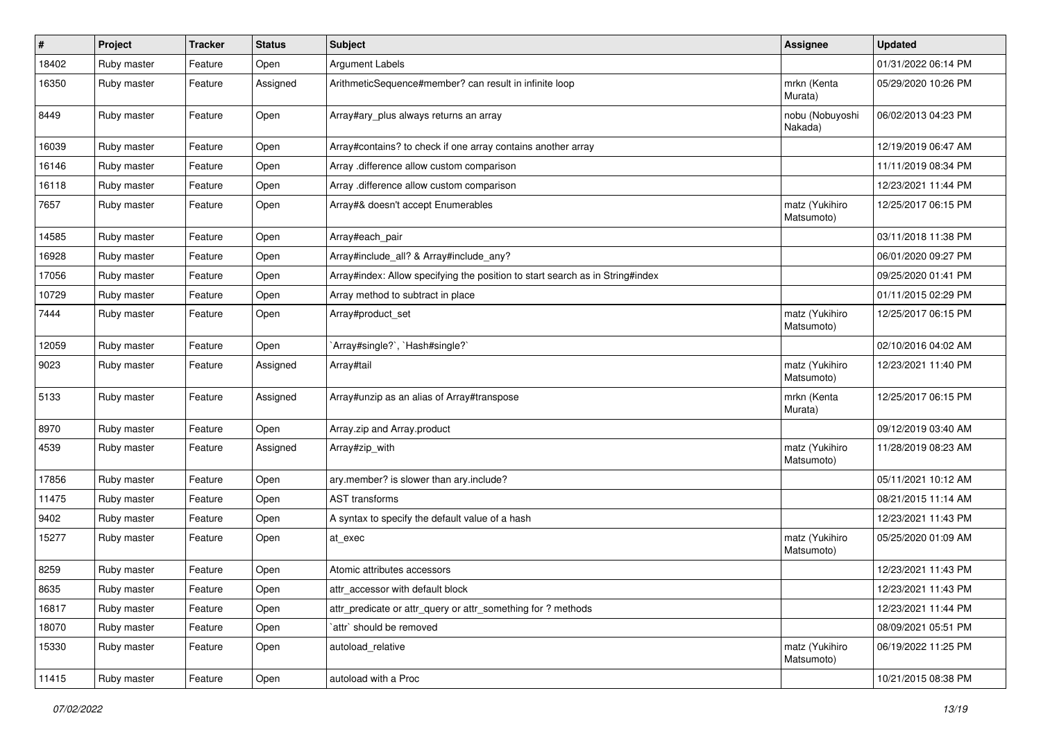| # | Project | Tracker | Status | Subject | Assignee | Updated |
|---|---|---|---|---|---|---|
| 18402 | Ruby master | Feature | Open | Argument Labels | | 01/31/2022 06:14 PM |
| 16350 | Ruby master | Feature | Assigned | ArithmeticSequence#member? can result in infinite loop | mrkn (Kenta Murata) | 05/29/2020 10:26 PM |
| 8449 | Ruby master | Feature | Open | Array#ary_plus always returns an array | nobu (Nobuyoshi Nakada) | 06/02/2013 04:23 PM |
| 16039 | Ruby master | Feature | Open | Array#contains? to check if one array contains another array | | 12/19/2019 06:47 AM |
| 16146 | Ruby master | Feature | Open | Array .difference allow custom comparison | | 11/11/2019 08:34 PM |
| 16118 | Ruby master | Feature | Open | Array .difference allow custom comparison | | 12/23/2021 11:44 PM |
| 7657 | Ruby master | Feature | Open | Array#& doesn't accept Enumerables | matz (Yukihiro Matsumoto) | 12/25/2017 06:15 PM |
| 14585 | Ruby master | Feature | Open | Array#each_pair | | 03/11/2018 11:38 PM |
| 16928 | Ruby master | Feature | Open | Array#include_all? & Array#include_any? | | 06/01/2020 09:27 PM |
| 17056 | Ruby master | Feature | Open | Array#index: Allow specifying the position to start search as in String#index | | 09/25/2020 01:41 PM |
| 10729 | Ruby master | Feature | Open | Array method to subtract in place | | 01/11/2015 02:29 PM |
| 7444 | Ruby master | Feature | Open | Array#product_set | matz (Yukihiro Matsumoto) | 12/25/2017 06:15 PM |
| 12059 | Ruby master | Feature | Open | `Array#single?`, `Hash#single?` | | 02/10/2016 04:02 AM |
| 9023 | Ruby master | Feature | Assigned | Array#tail | matz (Yukihiro Matsumoto) | 12/23/2021 11:40 PM |
| 5133 | Ruby master | Feature | Assigned | Array#unzip as an alias of Array#transpose | mrkn (Kenta Murata) | 12/25/2017 06:15 PM |
| 8970 | Ruby master | Feature | Open | Array.zip and Array.product | | 09/12/2019 03:40 AM |
| 4539 | Ruby master | Feature | Assigned | Array#zip_with | matz (Yukihiro Matsumoto) | 11/28/2019 08:23 AM |
| 17856 | Ruby master | Feature | Open | ary.member? is slower than ary.include? | | 05/11/2021 10:12 AM |
| 11475 | Ruby master | Feature | Open | AST transforms | | 08/21/2015 11:14 AM |
| 9402 | Ruby master | Feature | Open | A syntax to specify the default value of a hash | | 12/23/2021 11:43 PM |
| 15277 | Ruby master | Feature | Open | at_exec | matz (Yukihiro Matsumoto) | 05/25/2020 01:09 AM |
| 8259 | Ruby master | Feature | Open | Atomic attributes accessors | | 12/23/2021 11:43 PM |
| 8635 | Ruby master | Feature | Open | attr_accessor with default block | | 12/23/2021 11:43 PM |
| 16817 | Ruby master | Feature | Open | attr_predicate or attr_query or attr_something for ? methods | | 12/23/2021 11:44 PM |
| 18070 | Ruby master | Feature | Open | `attr` should be removed | | 08/09/2021 05:51 PM |
| 15330 | Ruby master | Feature | Open | autoload_relative | matz (Yukihiro Matsumoto) | 06/19/2022 11:25 PM |
| 11415 | Ruby master | Feature | Open | autoload with a Proc | | 10/21/2015 08:38 PM |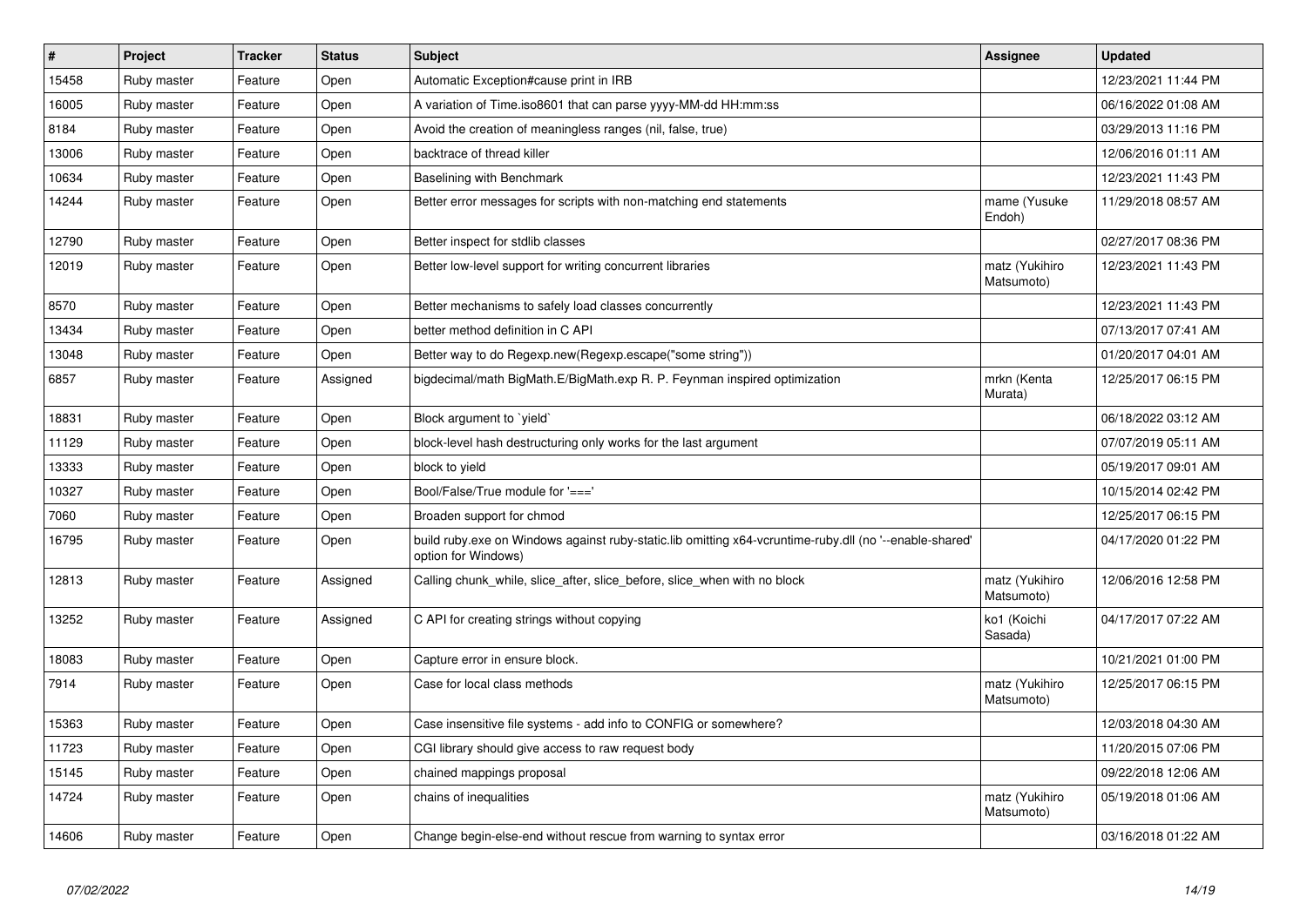| # | Project | Tracker | Status | Subject | Assignee | Updated |
|---|---|---|---|---|---|---|
| 15458 | Ruby master | Feature | Open | Automatic Exception#cause print in IRB | | 12/23/2021 11:44 PM |
| 16005 | Ruby master | Feature | Open | A variation of Time.iso8601 that can parse yyyy-MM-dd HH:mm:ss | | 06/16/2022 01:08 AM |
| 8184 | Ruby master | Feature | Open | Avoid the creation of meaningless ranges (nil, false, true) | | 03/29/2013 11:16 PM |
| 13006 | Ruby master | Feature | Open | backtrace of thread killer | | 12/06/2016 01:11 AM |
| 10634 | Ruby master | Feature | Open | Baselining with Benchmark | | 12/23/2021 11:43 PM |
| 14244 | Ruby master | Feature | Open | Better error messages for scripts with non-matching end statements | mame (Yusuke Endoh) | 11/29/2018 08:57 AM |
| 12790 | Ruby master | Feature | Open | Better inspect for stdlib classes | | 02/27/2017 08:36 PM |
| 12019 | Ruby master | Feature | Open | Better low-level support for writing concurrent libraries | matz (Yukihiro Matsumoto) | 12/23/2021 11:43 PM |
| 8570 | Ruby master | Feature | Open | Better mechanisms to safely load classes concurrently | | 12/23/2021 11:43 PM |
| 13434 | Ruby master | Feature | Open | better method definition in C API | | 07/13/2017 07:41 AM |
| 13048 | Ruby master | Feature | Open | Better way to do Regexp.new(Regexp.escape("some string")) | | 01/20/2017 04:01 AM |
| 6857 | Ruby master | Feature | Assigned | bigdecimal/math BigMath.E/BigMath.exp R. P. Feynman inspired optimization | mrkn (Kenta Murata) | 12/25/2017 06:15 PM |
| 18831 | Ruby master | Feature | Open | Block argument to `yield` | | 06/18/2022 03:12 AM |
| 11129 | Ruby master | Feature | Open | block-level hash destructuring only works for the last argument | | 07/07/2019 05:11 AM |
| 13333 | Ruby master | Feature | Open | block to yield | | 05/19/2017 09:01 AM |
| 10327 | Ruby master | Feature | Open | Bool/False/True module for '===' | | 10/15/2014 02:42 PM |
| 7060 | Ruby master | Feature | Open | Broaden support for chmod | | 12/25/2017 06:15 PM |
| 16795 | Ruby master | Feature | Open | build ruby.exe on Windows against ruby-static.lib omitting x64-vcruntime-ruby.dll (no '--enable-shared' option for Windows) | | 04/17/2020 01:22 PM |
| 12813 | Ruby master | Feature | Assigned | Calling chunk_while, slice_after, slice_before, slice_when with no block | matz (Yukihiro Matsumoto) | 12/06/2016 12:58 PM |
| 13252 | Ruby master | Feature | Assigned | C API for creating strings without copying | ko1 (Koichi Sasada) | 04/17/2017 07:22 AM |
| 18083 | Ruby master | Feature | Open | Capture error in ensure block. | | 10/21/2021 01:00 PM |
| 7914 | Ruby master | Feature | Open | Case for local class methods | matz (Yukihiro Matsumoto) | 12/25/2017 06:15 PM |
| 15363 | Ruby master | Feature | Open | Case insensitive file systems - add info to CONFIG or somewhere? | | 12/03/2018 04:30 AM |
| 11723 | Ruby master | Feature | Open | CGI library should give access to raw request body | | 11/20/2015 07:06 PM |
| 15145 | Ruby master | Feature | Open | chained mappings proposal | | 09/22/2018 12:06 AM |
| 14724 | Ruby master | Feature | Open | chains of inequalities | matz (Yukihiro Matsumoto) | 05/19/2018 01:06 AM |
| 14606 | Ruby master | Feature | Open | Change begin-else-end without rescue from warning to syntax error | | 03/16/2018 01:22 AM |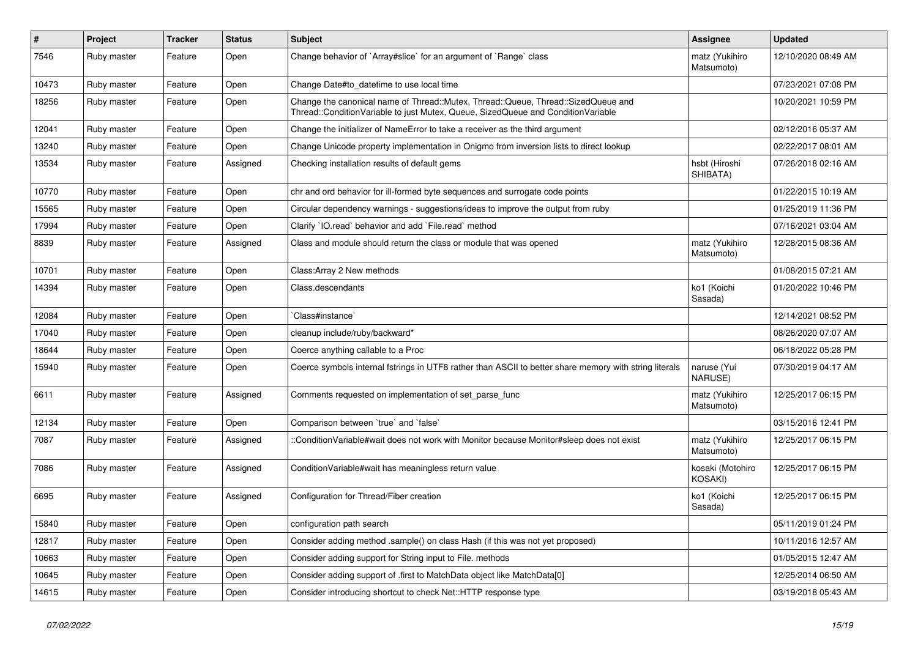| # | Project | Tracker | Status | Subject | Assignee | Updated |
|---|---|---|---|---|---|---|
| 7546 | Ruby master | Feature | Open | Change behavior of `Array#slice` for an argument of `Range` class | matz (Yukihiro Matsumoto) | 12/10/2020 08:49 AM |
| 10473 | Ruby master | Feature | Open | Change Date#to_datetime to use local time | | 07/23/2021 07:08 PM |
| 18256 | Ruby master | Feature | Open | Change the canonical name of Thread::Mutex, Thread::Queue, Thread::SizedQueue and Thread::ConditionVariable to just Mutex, Queue, SizedQueue and ConditionVariable | | 10/20/2021 10:59 PM |
| 12041 | Ruby master | Feature | Open | Change the initializer of NameError to take a receiver as the third argument | | 02/12/2016 05:37 AM |
| 13240 | Ruby master | Feature | Open | Change Unicode property implementation in Onigmo from inversion lists to direct lookup | | 02/22/2017 08:01 AM |
| 13534 | Ruby master | Feature | Assigned | Checking installation results of default gems | hsbt (Hiroshi SHIBATA) | 07/26/2018 02:16 AM |
| 10770 | Ruby master | Feature | Open | chr and ord behavior for ill-formed byte sequences and surrogate code points | | 01/22/2015 10:19 AM |
| 15565 | Ruby master | Feature | Open | Circular dependency warnings - suggestions/ideas to improve the output from ruby | | 01/25/2019 11:36 PM |
| 17994 | Ruby master | Feature | Open | Clarify `IO.read` behavior and add `File.read` method | | 07/16/2021 03:04 AM |
| 8839 | Ruby master | Feature | Assigned | Class and module should return the class or module that was opened | matz (Yukihiro Matsumoto) | 12/28/2015 08:36 AM |
| 10701 | Ruby master | Feature | Open | Class:Array 2 New methods | | 01/08/2015 07:21 AM |
| 14394 | Ruby master | Feature | Open | Class.descendants | ko1 (Koichi Sasada) | 01/20/2022 10:46 PM |
| 12084 | Ruby master | Feature | Open | `Class#instance` | | 12/14/2021 08:52 PM |
| 17040 | Ruby master | Feature | Open | cleanup include/ruby/backward* | | 08/26/2020 07:07 AM |
| 18644 | Ruby master | Feature | Open | Coerce anything callable to a Proc | | 06/18/2022 05:28 PM |
| 15940 | Ruby master | Feature | Open | Coerce symbols internal fstrings in UTF8 rather than ASCII to better share memory with string literals | naruse (Yui NARUSE) | 07/30/2019 04:17 AM |
| 6611 | Ruby master | Feature | Assigned | Comments requested on implementation of set_parse_func | matz (Yukihiro Matsumoto) | 12/25/2017 06:15 PM |
| 12134 | Ruby master | Feature | Open | Comparison between `true` and `false` | | 03/15/2016 12:41 PM |
| 7087 | Ruby master | Feature | Assigned | ::ConditionVariable#wait does not work with Monitor because Monitor#sleep does not exist | matz (Yukihiro Matsumoto) | 12/25/2017 06:15 PM |
| 7086 | Ruby master | Feature | Assigned | ConditionVariable#wait has meaningless return value | kosaki (Motohiro KOSAKI) | 12/25/2017 06:15 PM |
| 6695 | Ruby master | Feature | Assigned | Configuration for Thread/Fiber creation | ko1 (Koichi Sasada) | 12/25/2017 06:15 PM |
| 15840 | Ruby master | Feature | Open | configuration path search | | 05/11/2019 01:24 PM |
| 12817 | Ruby master | Feature | Open | Consider adding method .sample() on class Hash (if this was not yet proposed) | | 10/11/2016 12:57 AM |
| 10663 | Ruby master | Feature | Open | Consider adding support for String input to File. methods | | 01/05/2015 12:47 AM |
| 10645 | Ruby master | Feature | Open | Consider adding support of .first to MatchData object like MatchData[0] | | 12/25/2014 06:50 AM |
| 14615 | Ruby master | Feature | Open | Consider introducing shortcut to check Net::HTTP response type | | 03/19/2018 05:43 AM |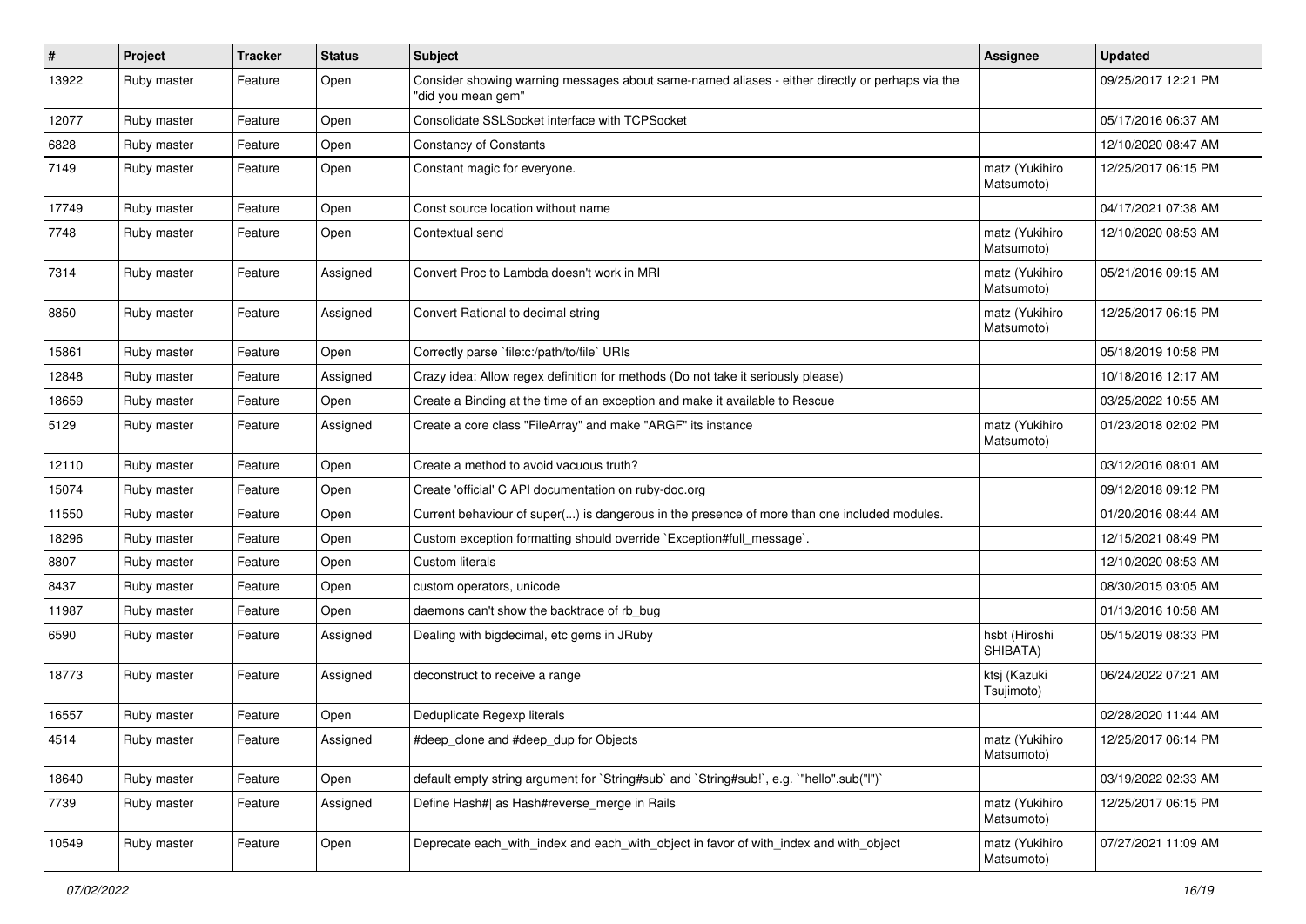| # | Project | Tracker | Status | Subject | Assignee | Updated |
|---|---|---|---|---|---|---|
| 13922 | Ruby master | Feature | Open | Consider showing warning messages about same-named aliases - either directly or perhaps via the "did you mean gem" | | 09/25/2017 12:21 PM |
| 12077 | Ruby master | Feature | Open | Consolidate SSLSocket interface with TCPSocket | | 05/17/2016 06:37 AM |
| 6828 | Ruby master | Feature | Open | Constancy of Constants | | 12/10/2020 08:47 AM |
| 7149 | Ruby master | Feature | Open | Constant magic for everyone. | matz (Yukihiro Matsumoto) | 12/25/2017 06:15 PM |
| 17749 | Ruby master | Feature | Open | Const source location without name | | 04/17/2021 07:38 AM |
| 7748 | Ruby master | Feature | Open | Contextual send | matz (Yukihiro Matsumoto) | 12/10/2020 08:53 AM |
| 7314 | Ruby master | Feature | Assigned | Convert Proc to Lambda doesn't work in MRI | matz (Yukihiro Matsumoto) | 05/21/2016 09:15 AM |
| 8850 | Ruby master | Feature | Assigned | Convert Rational to decimal string | matz (Yukihiro Matsumoto) | 12/25/2017 06:15 PM |
| 15861 | Ruby master | Feature | Open | Correctly parse `file:c:/path/to/file` URIs | | 05/18/2019 10:58 PM |
| 12848 | Ruby master | Feature | Assigned | Crazy idea: Allow regex definition for methods (Do not take it seriously please) | | 10/18/2016 12:17 AM |
| 18659 | Ruby master | Feature | Open | Create a Binding at the time of an exception and make it available to Rescue | | 03/25/2022 10:55 AM |
| 5129 | Ruby master | Feature | Assigned | Create a core class "FileArray" and make "ARGF" its instance | matz (Yukihiro Matsumoto) | 01/23/2018 02:02 PM |
| 12110 | Ruby master | Feature | Open | Create a method to avoid vacuous truth? | | 03/12/2016 08:01 AM |
| 15074 | Ruby master | Feature | Open | Create 'official' C API documentation on ruby-doc.org | | 09/12/2018 09:12 PM |
| 11550 | Ruby master | Feature | Open | Current behaviour of super(...) is dangerous in the presence of more than one included modules. | | 01/20/2016 08:44 AM |
| 18296 | Ruby master | Feature | Open | Custom exception formatting should override `Exception#full_message`. | | 12/15/2021 08:49 PM |
| 8807 | Ruby master | Feature | Open | Custom literals | | 12/10/2020 08:53 AM |
| 8437 | Ruby master | Feature | Open | custom operators, unicode | | 08/30/2015 03:05 AM |
| 11987 | Ruby master | Feature | Open | daemons can't show the backtrace of rb_bug | | 01/13/2016 10:58 AM |
| 6590 | Ruby master | Feature | Assigned | Dealing with bigdecimal, etc gems in JRuby | hsbt (Hiroshi SHIBATA) | 05/15/2019 08:33 PM |
| 18773 | Ruby master | Feature | Assigned | deconstruct to receive a range | ktsj (Kazuki Tsujimoto) | 06/24/2022 07:21 AM |
| 16557 | Ruby master | Feature | Open | Deduplicate Regexp literals | | 02/28/2020 11:44 AM |
| 4514 | Ruby master | Feature | Assigned | #deep_clone and #deep_dup for Objects | matz (Yukihiro Matsumoto) | 12/25/2017 06:14 PM |
| 18640 | Ruby master | Feature | Open | default empty string argument for `String#sub` and `String#sub!`, e.g. `"hello".sub("l")` | | 03/19/2022 02:33 AM |
| 7739 | Ruby master | Feature | Assigned | Define Hash#\| as Hash#reverse_merge in Rails | matz (Yukihiro Matsumoto) | 12/25/2017 06:15 PM |
| 10549 | Ruby master | Feature | Open | Deprecate each_with_index and each_with_object in favor of with_index and with_object | matz (Yukihiro Matsumoto) | 07/27/2021 11:09 AM |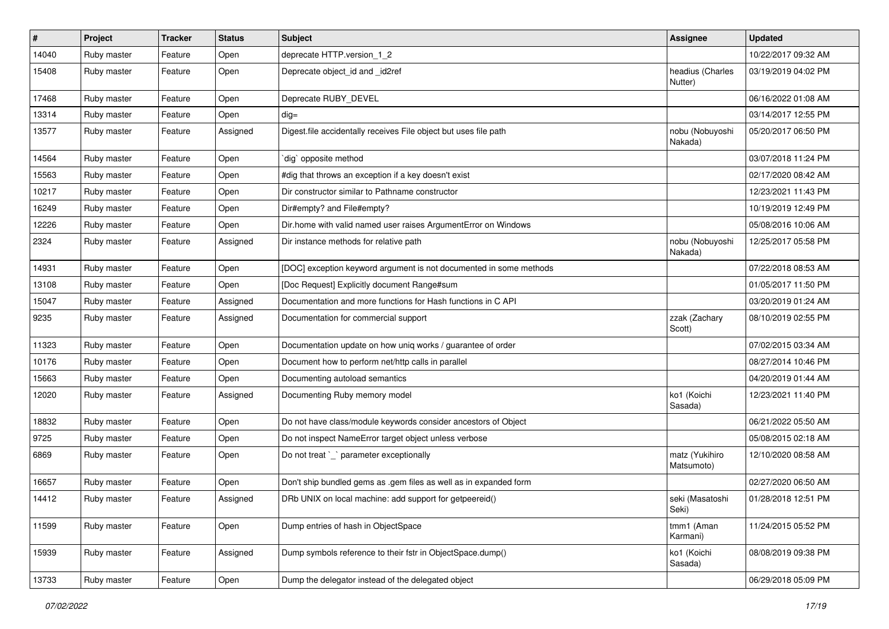| # | Project | Tracker | Status | Subject | Assignee | Updated |
|---|---|---|---|---|---|---|
| 14040 | Ruby master | Feature | Open | deprecate HTTP.version_1_2 | | 10/22/2017 09:32 AM |
| 15408 | Ruby master | Feature | Open | Deprecate object_id and _id2ref | headius (Charles Nutter) | 03/19/2019 04:02 PM |
| 17468 | Ruby master | Feature | Open | Deprecate RUBY_DEVEL | | 06/16/2022 01:08 AM |
| 13314 | Ruby master | Feature | Open | dig= | | 03/14/2017 12:55 PM |
| 13577 | Ruby master | Feature | Assigned | Digest.file accidentally receives File object but uses file path | nobu (Nobuyoshi Nakada) | 05/20/2017 06:50 PM |
| 14564 | Ruby master | Feature | Open | `dig` opposite method | | 03/07/2018 11:24 PM |
| 15563 | Ruby master | Feature | Open | #dig that throws an exception if a key doesn't exist | | 02/17/2020 08:42 AM |
| 10217 | Ruby master | Feature | Open | Dir constructor similar to Pathname constructor | | 12/23/2021 11:43 PM |
| 16249 | Ruby master | Feature | Open | Dir#empty? and File#empty? | | 10/19/2019 12:49 PM |
| 12226 | Ruby master | Feature | Open | Dir.home with valid named user raises ArgumentError on Windows | | 05/08/2016 10:06 AM |
| 2324 | Ruby master | Feature | Assigned | Dir instance methods for relative path | nobu (Nobuyoshi Nakada) | 12/25/2017 05:58 PM |
| 14931 | Ruby master | Feature | Open | [DOC] exception keyword argument is not documented in some methods | | 07/22/2018 08:53 AM |
| 13108 | Ruby master | Feature | Open | [Doc Request] Explicitly document Range#sum | | 01/05/2017 11:50 PM |
| 15047 | Ruby master | Feature | Assigned | Documentation and more functions for Hash functions in C API | | 03/20/2019 01:24 AM |
| 9235 | Ruby master | Feature | Assigned | Documentation for commercial support | zzak (Zachary Scott) | 08/10/2019 02:55 PM |
| 11323 | Ruby master | Feature | Open | Documentation update on how uniq works / guarantee of order | | 07/02/2015 03:34 AM |
| 10176 | Ruby master | Feature | Open | Document how to perform net/http calls in parallel | | 08/27/2014 10:46 PM |
| 15663 | Ruby master | Feature | Open | Documenting autoload semantics | | 04/20/2019 01:44 AM |
| 12020 | Ruby master | Feature | Assigned | Documenting Ruby memory model | ko1 (Koichi Sasada) | 12/23/2021 11:40 PM |
| 18832 | Ruby master | Feature | Open | Do not have class/module keywords consider ancestors of Object | | 06/21/2022 05:50 AM |
| 9725 | Ruby master | Feature | Open | Do not inspect NameError target object unless verbose | | 05/08/2015 02:18 AM |
| 6869 | Ruby master | Feature | Open | Do not treat `_` parameter exceptionally | matz (Yukihiro Matsumoto) | 12/10/2020 08:58 AM |
| 16657 | Ruby master | Feature | Open | Don't ship bundled gems as .gem files as well as in expanded form | | 02/27/2020 06:50 AM |
| 14412 | Ruby master | Feature | Assigned | DRb UNIX on local machine: add support for getpeereid() | seki (Masatoshi Seki) | 01/28/2018 12:51 PM |
| 11599 | Ruby master | Feature | Open | Dump entries of hash in ObjectSpace | tmm1 (Aman Karmani) | 11/24/2015 05:52 PM |
| 15939 | Ruby master | Feature | Assigned | Dump symbols reference to their fstr in ObjectSpace.dump() | ko1 (Koichi Sasada) | 08/08/2019 09:38 PM |
| 13733 | Ruby master | Feature | Open | Dump the delegator instead of the delegated object | | 06/29/2018 05:09 PM |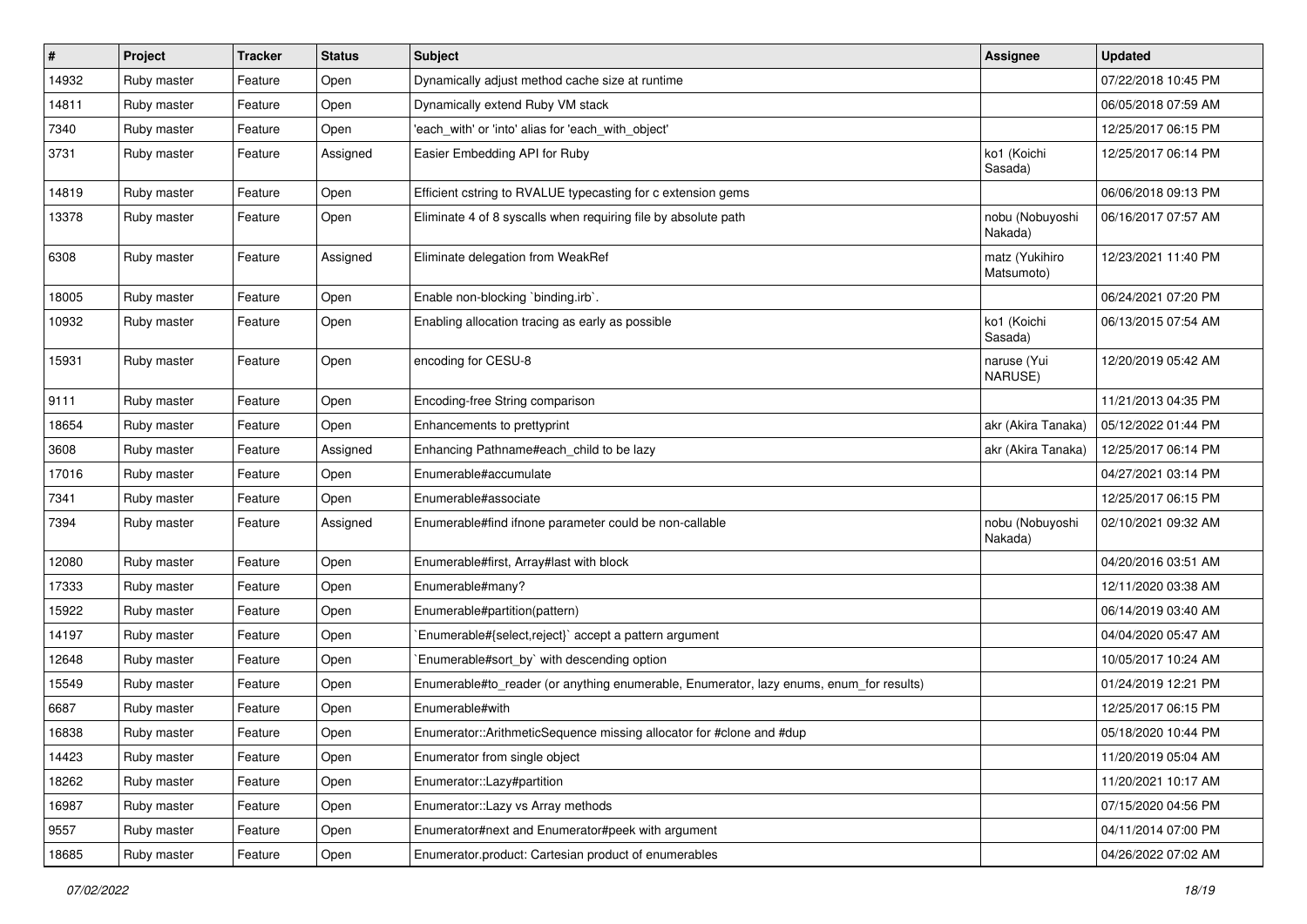| # | Project | Tracker | Status | Subject | Assignee | Updated |
|---|---|---|---|---|---|---|
| 14932 | Ruby master | Feature | Open | Dynamically adjust method cache size at runtime | | 07/22/2018 10:45 PM |
| 14811 | Ruby master | Feature | Open | Dynamically extend Ruby VM stack | | 06/05/2018 07:59 AM |
| 7340 | Ruby master | Feature | Open | 'each_with' or 'into' alias for 'each_with_object' | | 12/25/2017 06:15 PM |
| 3731 | Ruby master | Feature | Assigned | Easier Embedding API for Ruby | ko1 (Koichi Sasada) | 12/25/2017 06:14 PM |
| 14819 | Ruby master | Feature | Open | Efficient cstring to RVALUE typecasting for c extension gems | | 06/06/2018 09:13 PM |
| 13378 | Ruby master | Feature | Open | Eliminate 4 of 8 syscalls when requiring file by absolute path | nobu (Nobuyoshi Nakada) | 06/16/2017 07:57 AM |
| 6308 | Ruby master | Feature | Assigned | Eliminate delegation from WeakRef | matz (Yukihiro Matsumoto) | 12/23/2021 11:40 PM |
| 18005 | Ruby master | Feature | Open | Enable non-blocking `binding.irb`. | | 06/24/2021 07:20 PM |
| 10932 | Ruby master | Feature | Open | Enabling allocation tracing as early as possible | ko1 (Koichi Sasada) | 06/13/2015 07:54 AM |
| 15931 | Ruby master | Feature | Open | encoding for CESU-8 | naruse (Yui NARUSE) | 12/20/2019 05:42 AM |
| 9111 | Ruby master | Feature | Open | Encoding-free String comparison | | 11/21/2013 04:35 PM |
| 18654 | Ruby master | Feature | Open | Enhancements to prettyprint | akr (Akira Tanaka) | 05/12/2022 01:44 PM |
| 3608 | Ruby master | Feature | Assigned | Enhancing Pathname#each_child to be lazy | akr (Akira Tanaka) | 12/25/2017 06:14 PM |
| 17016 | Ruby master | Feature | Open | Enumerable#accumulate | | 04/27/2021 03:14 PM |
| 7341 | Ruby master | Feature | Open | Enumerable#associate | | 12/25/2017 06:15 PM |
| 7394 | Ruby master | Feature | Assigned | Enumerable#find ifnone parameter could be non-callable | nobu (Nobuyoshi Nakada) | 02/10/2021 09:32 AM |
| 12080 | Ruby master | Feature | Open | Enumerable#first, Array#last with block | | 04/20/2016 03:51 AM |
| 17333 | Ruby master | Feature | Open | Enumerable#many? | | 12/11/2020 03:38 AM |
| 15922 | Ruby master | Feature | Open | Enumerable#partition(pattern) | | 06/14/2019 03:40 AM |
| 14197 | Ruby master | Feature | Open | `Enumerable#{select,reject}` accept a pattern argument | | 04/04/2020 05:47 AM |
| 12648 | Ruby master | Feature | Open | `Enumerable#sort_by` with descending option | | 10/05/2017 10:24 AM |
| 15549 | Ruby master | Feature | Open | Enumerable#to_reader (or anything enumerable, Enumerator, lazy enums, enum_for results) | | 01/24/2019 12:21 PM |
| 6687 | Ruby master | Feature | Open | Enumerable#with | | 12/25/2017 06:15 PM |
| 16838 | Ruby master | Feature | Open | Enumerator::ArithmeticSequence missing allocator for #clone and #dup | | 05/18/2020 10:44 PM |
| 14423 | Ruby master | Feature | Open | Enumerator from single object | | 11/20/2019 05:04 AM |
| 18262 | Ruby master | Feature | Open | Enumerator::Lazy#partition | | 11/20/2021 10:17 AM |
| 16987 | Ruby master | Feature | Open | Enumerator::Lazy vs Array methods | | 07/15/2020 04:56 PM |
| 9557 | Ruby master | Feature | Open | Enumerator#next and Enumerator#peek with argument | | 04/11/2014 07:00 PM |
| 18685 | Ruby master | Feature | Open | Enumerator.product: Cartesian product of enumerables | | 04/26/2022 07:02 AM |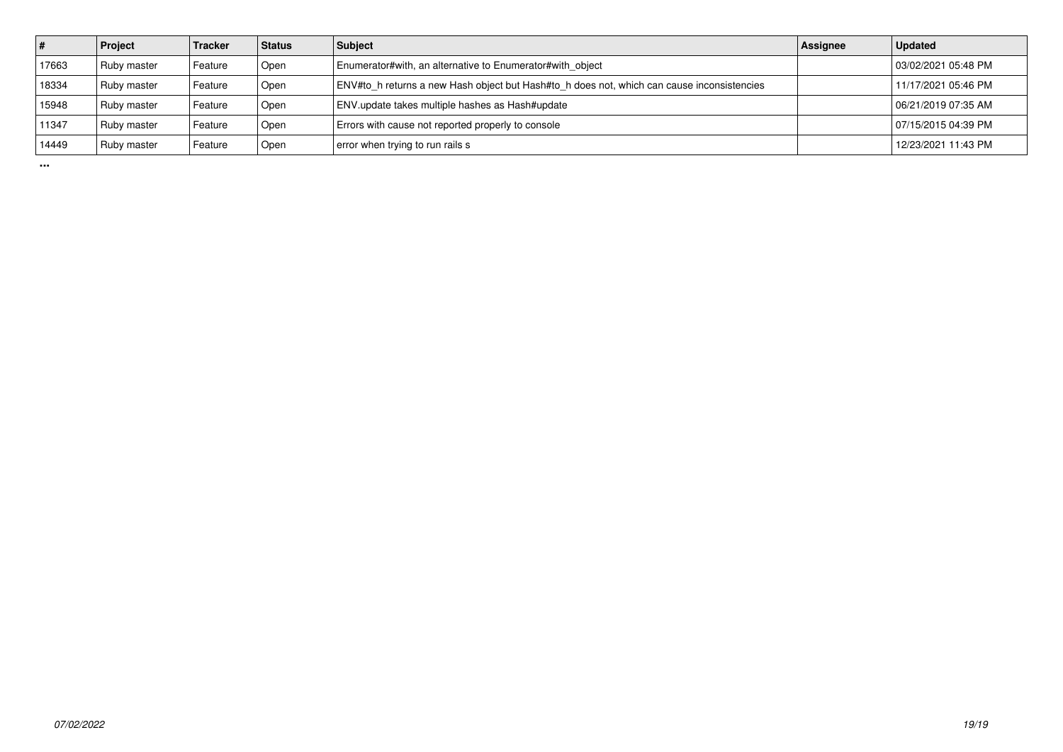| # | Project | Tracker | Status | Subject | Assignee | Updated |
|---|---|---|---|---|---|---|
| 17663 | Ruby master | Feature | Open | Enumerator#with, an alternative to Enumerator#with_object | | 03/02/2021 05:48 PM |
| 18334 | Ruby master | Feature | Open | ENV#to_h returns a new Hash object but Hash#to_h does not, which can cause inconsistencies | | 11/17/2021 05:46 PM |
| 15948 | Ruby master | Feature | Open | ENV.update takes multiple hashes as Hash#update | | 06/21/2019 07:35 AM |
| 11347 | Ruby master | Feature | Open | Errors with cause not reported properly to console | | 07/15/2015 04:39 PM |
| 14449 | Ruby master | Feature | Open | error when trying to run rails s | | 12/23/2021 11:43 PM |

...

*07/02/2022*